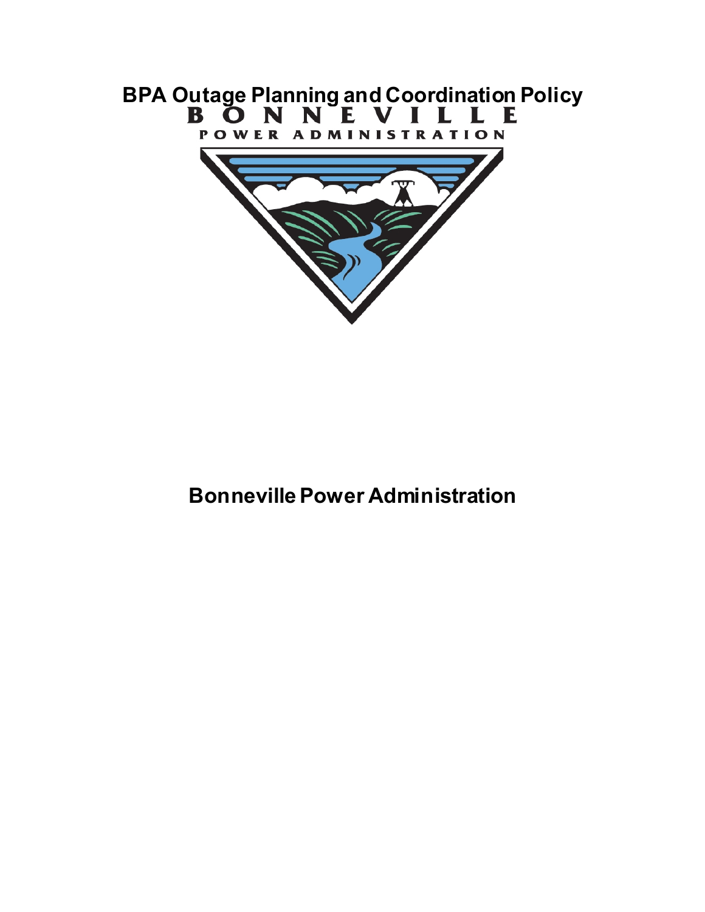# BPA Outage Planning and Coordination Policy

BONNEVILLE
POWER ADMINISTRATION

## Bonneville Power Administration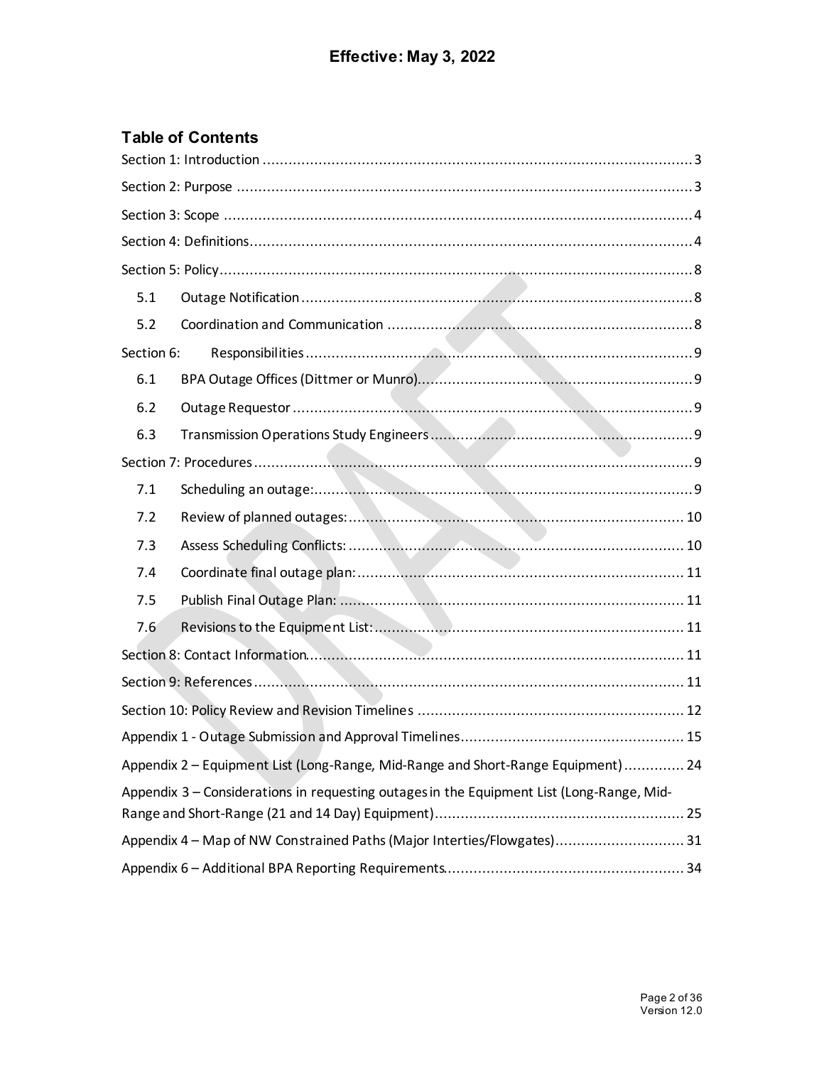**Effective: May 3, 2022**

## Table of Contents

Section 1: Introduction .... 3

Section 2: Purpose .... 3

Section 3: Scope .... 4

Section 4: Definitions .... 4

Section 5: Policy .... 8

- 5.1 Outage Notification .... 8
- 5.2 Coordination and Communication .... 8

Section 6: Responsibilities .... 9

- 6.1 BPA Outage Offices (Dittmer or Munro) .... 9
- 6.2 Outage Requestor .... 9
- 6.3 Transmission Operations Study Engineers .... 9

Section 7: Procedures .... 9

- 7.1 Scheduling an outage: .... 9
- 7.2 Review of planned outages: .... 10
- 7.3 Assess Scheduling Conflicts: .... 10
- 7.4 Coordinate final outage plan: .... 11
- 7.5 Publish Final Outage Plan: .... 11
- 7.6 Revisions to the Equipment List: .... 11

Section 8: Contact Information .... 11

Section 9: References .... 11

Section 10: Policy Review and Revision Timelines .... 12

Appendix 1 - Outage Submission and Approval Timelines .... 15

Appendix 2 – Equipment List (Long-Range, Mid-Range and Short-Range Equipment) .... 24

Appendix 3 – Considerations in requesting outages in the Equipment List (Long-Range, Mid-Range and Short-Range (21 and 14 Day) Equipment) .... 25

Appendix 4 – Map of NW Constrained Paths (Major Interties/Flowgates) .... 31

Appendix 6 – Additional BPA Reporting Requirements .... 34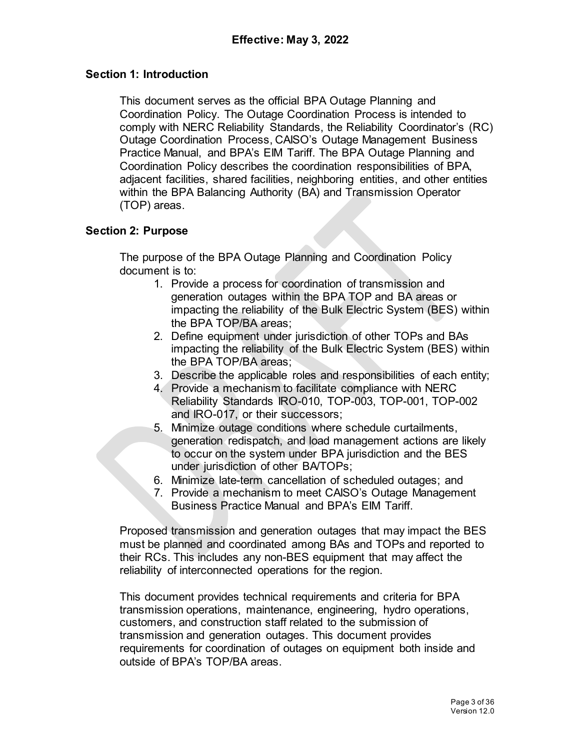**Effective: May 3, 2022**

## Section 1: Introduction

This document serves as the official BPA Outage Planning and Coordination Policy. The Outage Coordination Process is intended to comply with NERC Reliability Standards, the Reliability Coordinator's (RC) Outage Coordination Process, CAISO's Outage Management Business Practice Manual, and BPA's EIM Tariff. The BPA Outage Planning and Coordination Policy describes the coordination responsibilities of BPA, adjacent facilities, shared facilities, neighboring entities, and other entities within the BPA Balancing Authority (BA) and Transmission Operator (TOP) areas.

## Section 2: Purpose

The purpose of the BPA Outage Planning and Coordination Policy document is to:

1. Provide a process for coordination of transmission and generation outages within the BPA TOP and BA areas or impacting the reliability of the Bulk Electric System (BES) within the BPA TOP/BA areas;
2. Define equipment under jurisdiction of other TOPs and BAs impacting the reliability of the Bulk Electric System (BES) within the BPA TOP/BA areas;
3. Describe the applicable roles and responsibilities of each entity;
4. Provide a mechanism to facilitate compliance with NERC Reliability Standards IRO-010, TOP-003, TOP-001, TOP-002 and IRO-017, or their successors;
5. Minimize outage conditions where schedule curtailments, generation redispatch, and load management actions are likely to occur on the system under BPA jurisdiction and the BES under jurisdiction of other BA/TOPs;
6. Minimize late-term cancellation of scheduled outages; and
7. Provide a mechanism to meet CAISO's Outage Management Business Practice Manual and BPA's EIM Tariff.

Proposed transmission and generation outages that may impact the BES must be planned and coordinated among BAs and TOPs and reported to their RCs. This includes any non-BES equipment that may affect the reliability of interconnected operations for the region.

This document provides technical requirements and criteria for BPA transmission operations, maintenance, engineering, hydro operations, customers, and construction staff related to the submission of transmission and generation outages. This document provides requirements for coordination of outages on equipment both inside and outside of BPA's TOP/BA areas.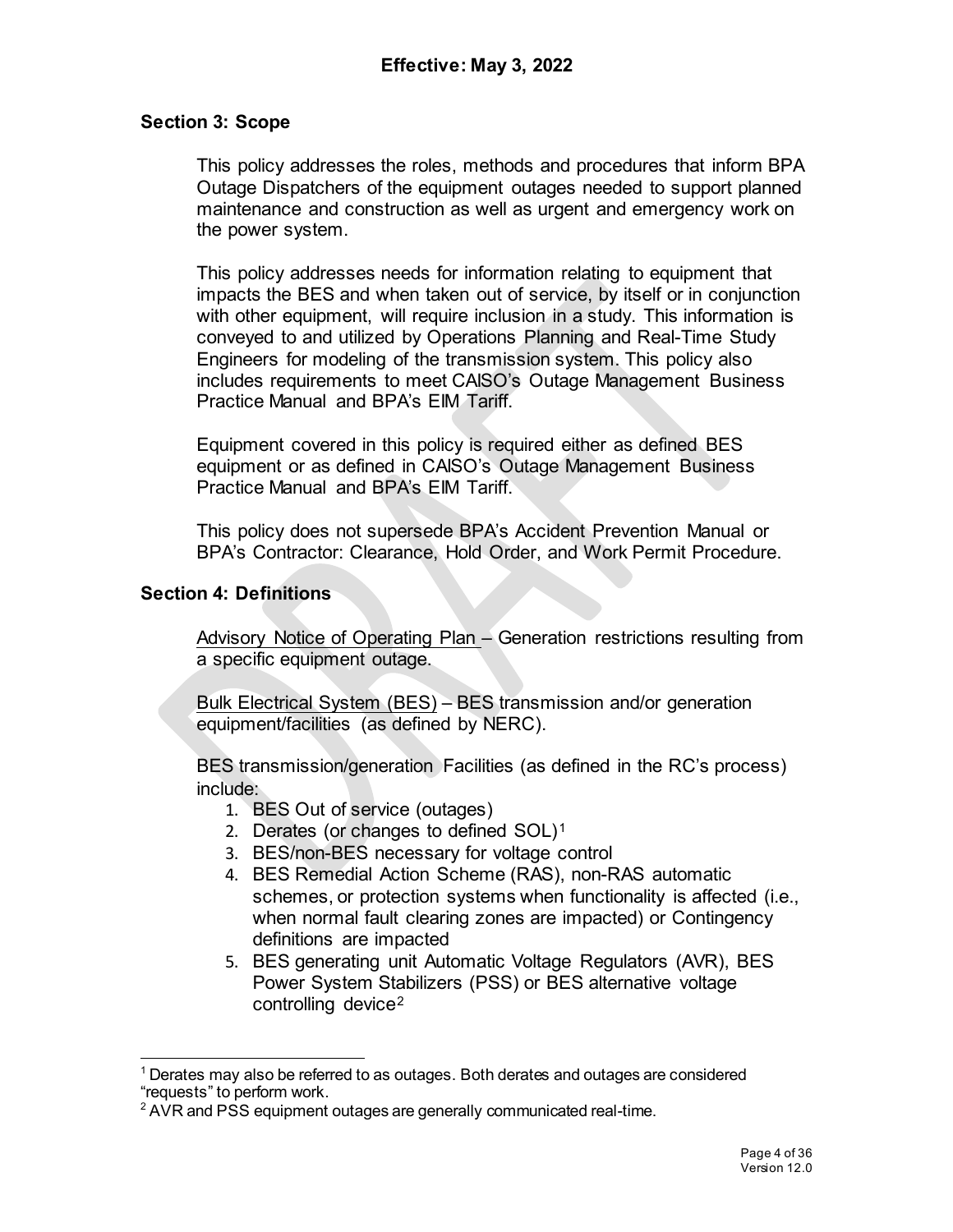## Section 3: Scope

This policy addresses the roles, methods and procedures that inform BPA Outage Dispatchers of the equipment outages needed to support planned maintenance and construction as well as urgent and emergency work on the power system.

This policy addresses needs for information relating to equipment that impacts the BES and when taken out of service, by itself or in conjunction with other equipment, will require inclusion in a study. This information is conveyed to and utilized by Operations Planning and Real-Time Study Engineers for modeling of the transmission system. This policy also includes requirements to meet CAISO's Outage Management Business Practice Manual and BPA's EIM Tariff.

Equipment covered in this policy is required either as defined BES equipment or as defined in CAISO's Outage Management Business Practice Manual and BPA's EIM Tariff.

This policy does not supersede BPA's Accident Prevention Manual or BPA's Contractor: Clearance, Hold Order, and Work Permit Procedure.

## Section 4: Definitions

Advisory Notice of Operating Plan – Generation restrictions resulting from a specific equipment outage.

Bulk Electrical System (BES) – BES transmission and/or generation equipment/facilities (as defined by NERC).

BES transmission/generation Facilities (as defined in the RC's process) include:

1. BES Out of service (outages)
2. Derates (or changes to defined SOL)[1]
3. BES/non-BES necessary for voltage control
4. BES Remedial Action Scheme (RAS), non-RAS automatic schemes, or protection systems when functionality is affected (i.e., when normal fault clearing zones are impacted) or Contingency definitions are impacted
5. BES generating unit Automatic Voltage Regulators (AVR), BES Power System Stabilizers (PSS) or BES alternative voltage controlling device[2]

---

[1] Derates may also be referred to as outages. Both derates and outages are considered "requests" to perform work.

[2] AVR and PSS equipment outages are generally communicated real-time.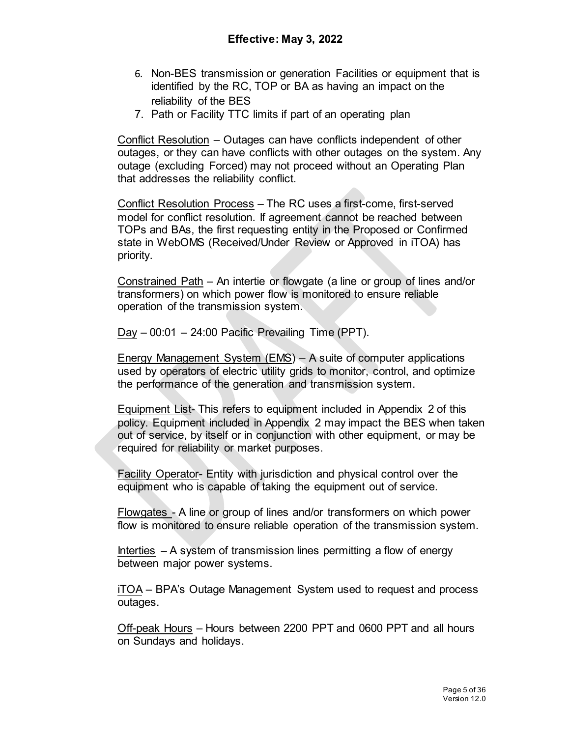6. Non-BES transmission or generation Facilities or equipment that is identified by the RC, TOP or BA as having an impact on the reliability of the BES
7. Path or Facility TTC limits if part of an operating plan

Conflict Resolution – Outages can have conflicts independent of other outages, or they can have conflicts with other outages on the system. Any outage (excluding Forced) may not proceed without an Operating Plan that addresses the reliability conflict.

Conflict Resolution Process – The RC uses a first-come, first-served model for conflict resolution. If agreement cannot be reached between TOPs and BAs, the first requesting entity in the Proposed or Confirmed state in WebOMS (Received/Under Review or Approved in iTOA) has priority.

Constrained Path – An intertie or flowgate (a line or group of lines and/or transformers) on which power flow is monitored to ensure reliable operation of the transmission system.

Day – 00:01 – 24:00 Pacific Prevailing Time (PPT).

Energy Management System (EMS) – A suite of computer applications used by operators of electric utility grids to monitor, control, and optimize the performance of the generation and transmission system.

Equipment List- This refers to equipment included in Appendix 2 of this policy. Equipment included in Appendix 2 may impact the BES when taken out of service, by itself or in conjunction with other equipment, or may be required for reliability or market purposes.

Facility Operator- Entity with jurisdiction and physical control over the equipment who is capable of taking the equipment out of service.

Flowgates - A line or group of lines and/or transformers on which power flow is monitored to ensure reliable operation of the transmission system.

Interties – A system of transmission lines permitting a flow of energy between major power systems.

iTOA – BPA's Outage Management System used to request and process outages.

Off-peak Hours – Hours between 2200 PPT and 0600 PPT and all hours on Sundays and holidays.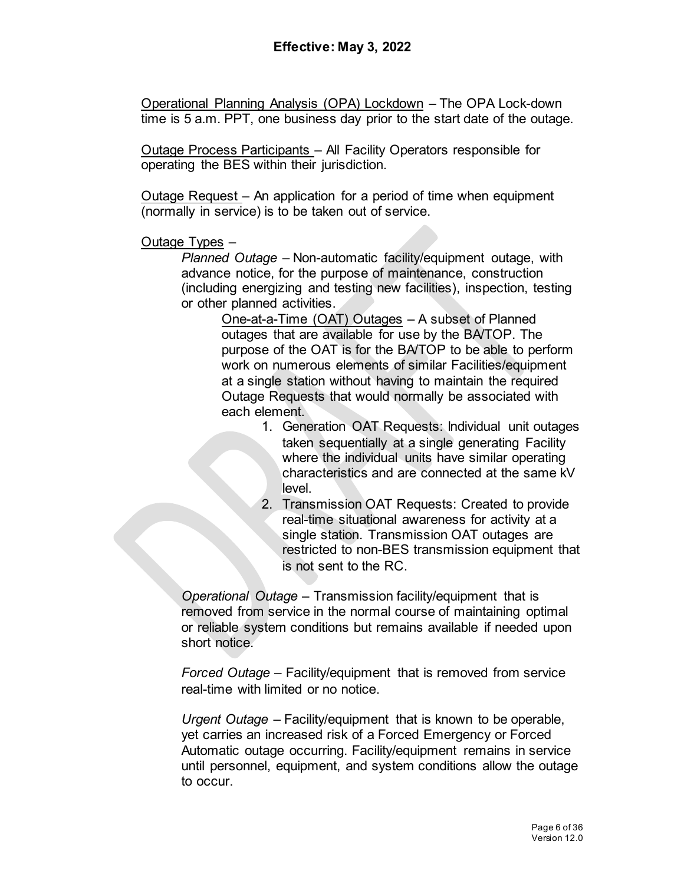Operational Planning Analysis (OPA) Lockdown – The OPA Lock-down time is 5 a.m. PPT, one business day prior to the start date of the outage.

Outage Process Participants – All Facility Operators responsible for operating the BES within their jurisdiction.

Outage Request – An application for a period of time when equipment (normally in service) is to be taken out of service.

Outage Types –

> *Planned Outage* – Non-automatic facility/equipment outage, with advance notice, for the purpose of maintenance, construction (including energizing and testing new facilities), inspection, testing or other planned activities.
>
> > One-at-a-Time (OAT) Outages – A subset of Planned outages that are available for use by the BA/TOP. The purpose of the OAT is for the BA/TOP to be able to perform work on numerous elements of similar Facilities/equipment at a single station without having to maintain the required Outage Requests that would normally be associated with each element.
> >
> > 1. Generation OAT Requests: Individual unit outages taken sequentially at a single generating Facility where the individual units have similar operating characteristics and are connected at the same kV level.
> > 2. Transmission OAT Requests: Created to provide real-time situational awareness for activity at a single station. Transmission OAT outages are restricted to non-BES transmission equipment that is not sent to the RC.
>
> *Operational Outage* – Transmission facility/equipment that is removed from service in the normal course of maintaining optimal or reliable system conditions but remains available if needed upon short notice.
>
> *Forced Outage* – Facility/equipment that is removed from service real-time with limited or no notice.
>
> *Urgent Outage* – Facility/equipment that is known to be operable, yet carries an increased risk of a Forced Emergency or Forced Automatic outage occurring. Facility/equipment remains in service until personnel, equipment, and system conditions allow the outage to occur.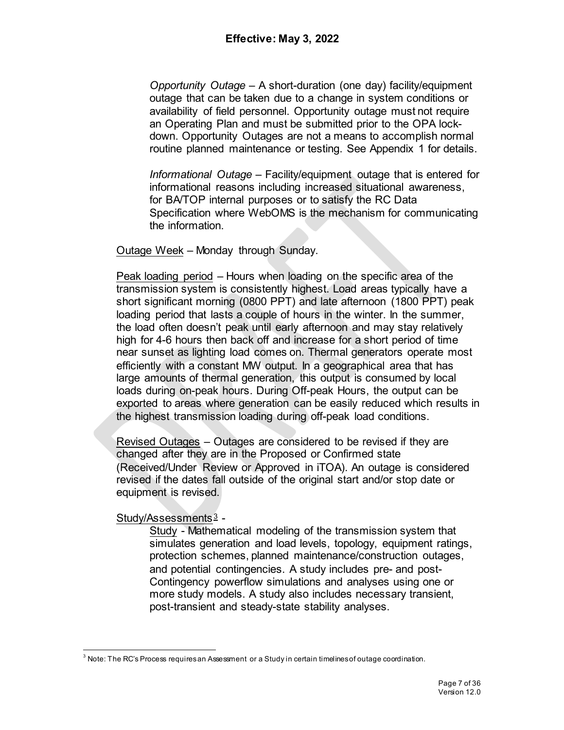*Opportunity Outage* – A short-duration (one day) facility/equipment outage that can be taken due to a change in system conditions or availability of field personnel. Opportunity outage must not require an Operating Plan and must be submitted prior to the OPA lock-down. Opportunity Outages are not a means to accomplish normal routine planned maintenance or testing. See Appendix 1 for details.

*Informational Outage* – Facility/equipment outage that is entered for informational reasons including increased situational awareness, for BA/TOP internal purposes or to satisfy the RC Data Specification where WebOMS is the mechanism for communicating the information.

Outage Week – Monday through Sunday.

Peak loading period – Hours when loading on the specific area of the transmission system is consistently highest. Load areas typically have a short significant morning (0800 PPT) and late afternoon (1800 PPT) peak loading period that lasts a couple of hours in the winter. In the summer, the load often doesn't peak until early afternoon and may stay relatively high for 4-6 hours then back off and increase for a short period of time near sunset as lighting load comes on. Thermal generators operate most efficiently with a constant MW output. In a geographical area that has large amounts of thermal generation, this output is consumed by local loads during on-peak hours. During Off-peak Hours, the output can be exported to areas where generation can be easily reduced which results in the highest transmission loading during off-peak load conditions.

Revised Outages – Outages are considered to be revised if they are changed after they are in the Proposed or Confirmed state (Received/Under Review or Approved in iTOA). An outage is considered revised if the dates fall outside of the original start and/or stop date or equipment is revised.

Study/Assessments[3] -

Study - Mathematical modeling of the transmission system that simulates generation and load levels, topology, equipment ratings, protection schemes, planned maintenance/construction outages, and potential contingencies. A study includes pre- and post-Contingency powerflow simulations and analyses using one or more study models. A study also includes necessary transient, post-transient and steady-state stability analyses.

[3] Note: The RC's Process requires an Assessment or a Study in certain timelines of outage coordination.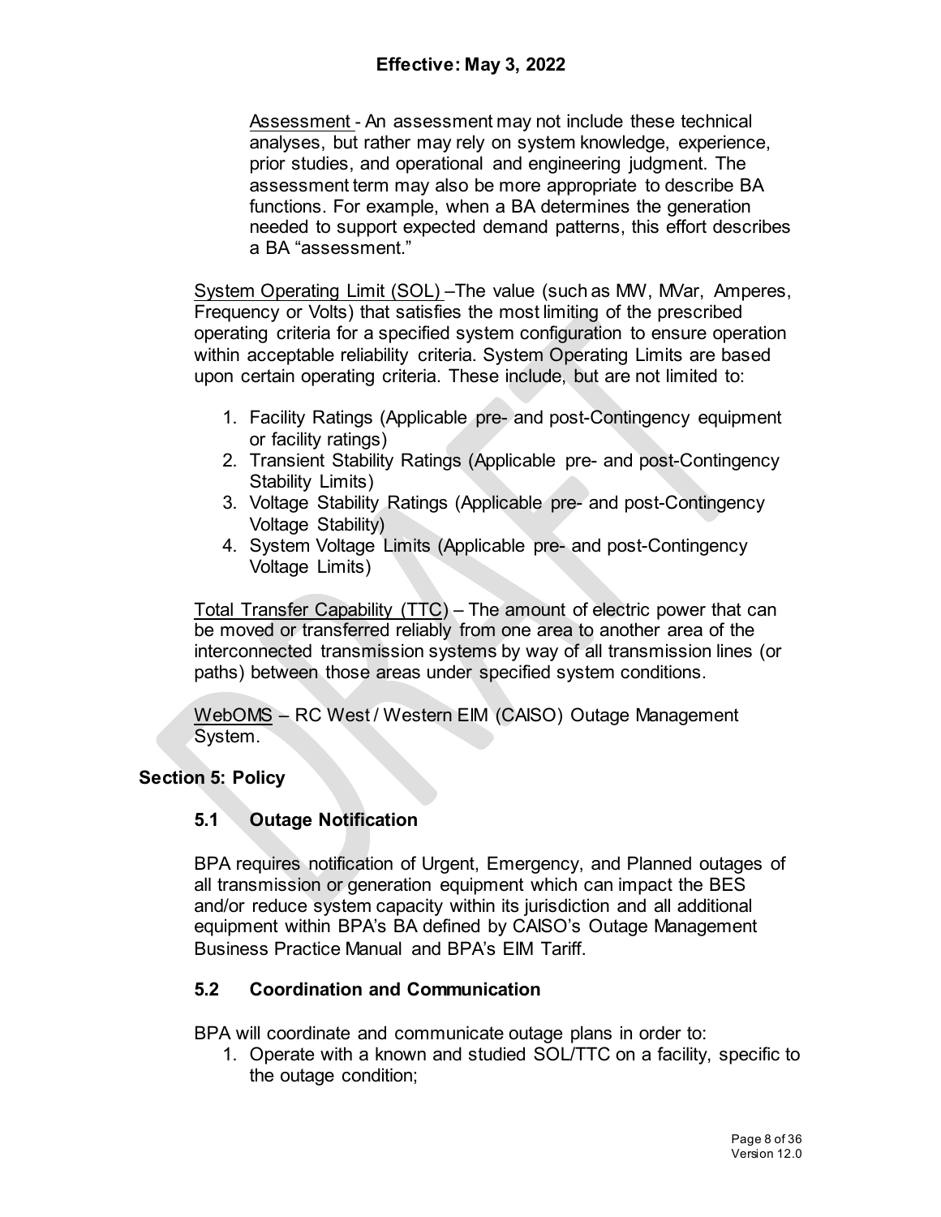Assessment - An assessment may not include these technical analyses, but rather may rely on system knowledge, experience, prior studies, and operational and engineering judgment. The assessment term may also be more appropriate to describe BA functions. For example, when a BA determines the generation needed to support expected demand patterns, this effort describes a BA "assessment."

System Operating Limit (SOL) –The value (such as MW, MVar, Amperes, Frequency or Volts) that satisfies the most limiting of the prescribed operating criteria for a specified system configuration to ensure operation within acceptable reliability criteria. System Operating Limits are based upon certain operating criteria. These include, but are not limited to:

1. Facility Ratings (Applicable pre- and post-Contingency equipment or facility ratings)
2. Transient Stability Ratings (Applicable pre- and post-Contingency Stability Limits)
3. Voltage Stability Ratings (Applicable pre- and post-Contingency Voltage Stability)
4. System Voltage Limits (Applicable pre- and post-Contingency Voltage Limits)

Total Transfer Capability (TTC) – The amount of electric power that can be moved or transferred reliably from one area to another area of the interconnected transmission systems by way of all transmission lines (or paths) between those areas under specified system conditions.

WebOMS – RC West / Western EIM (CAISO) Outage Management System.

## Section 5: Policy

### 5.1 Outage Notification

BPA requires notification of Urgent, Emergency, and Planned outages of all transmission or generation equipment which can impact the BES and/or reduce system capacity within its jurisdiction and all additional equipment within BPA's BA defined by CAISO's Outage Management Business Practice Manual and BPA's EIM Tariff.

### 5.2 Coordination and Communication

BPA will coordinate and communicate outage plans in order to:

1. Operate with a known and studied SOL/TTC on a facility, specific to the outage condition;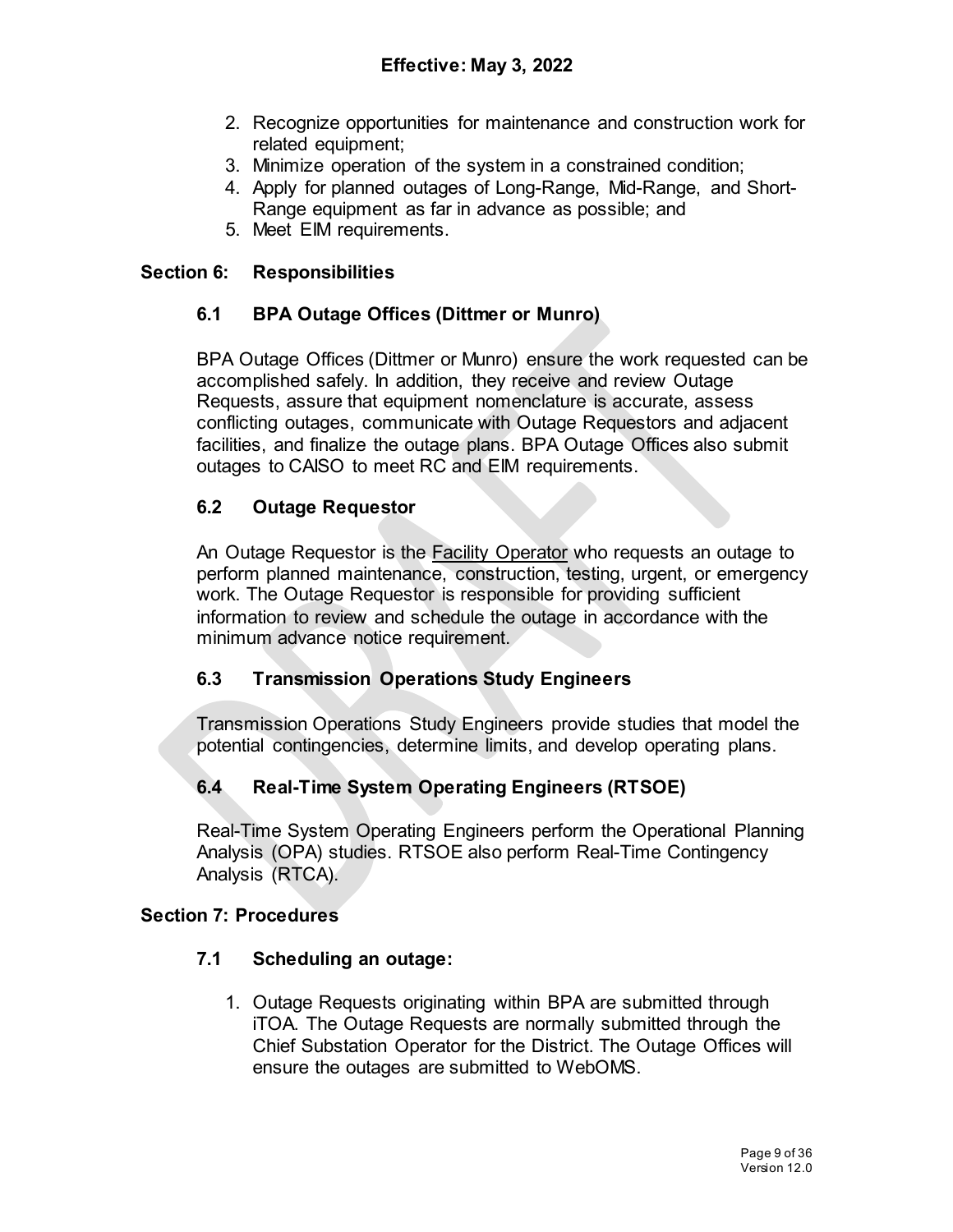2. Recognize opportunities for maintenance and construction work for related equipment;
3. Minimize operation of the system in a constrained condition;
4. Apply for planned outages of Long-Range, Mid-Range, and Short-Range equipment as far in advance as possible; and
5. Meet EIM requirements.

## Section 6: Responsibilities

### 6.1 BPA Outage Offices (Dittmer or Munro)

BPA Outage Offices (Dittmer or Munro) ensure the work requested can be accomplished safely. In addition, they receive and review Outage Requests, assure that equipment nomenclature is accurate, assess conflicting outages, communicate with Outage Requestors and adjacent facilities, and finalize the outage plans. BPA Outage Offices also submit outages to CAISO to meet RC and EIM requirements.

### 6.2 Outage Requestor

An Outage Requestor is the Facility Operator who requests an outage to perform planned maintenance, construction, testing, urgent, or emergency work. The Outage Requestor is responsible for providing sufficient information to review and schedule the outage in accordance with the minimum advance notice requirement.

### 6.3 Transmission Operations Study Engineers

Transmission Operations Study Engineers provide studies that model the potential contingencies, determine limits, and develop operating plans.

### 6.4 Real-Time System Operating Engineers (RTSOE)

Real-Time System Operating Engineers perform the Operational Planning Analysis (OPA) studies. RTSOE also perform Real-Time Contingency Analysis (RTCA).

## Section 7: Procedures

### 7.1 Scheduling an outage:

1. Outage Requests originating within BPA are submitted through iTOA. The Outage Requests are normally submitted through the Chief Substation Operator for the District. The Outage Offices will ensure the outages are submitted to WebOMS.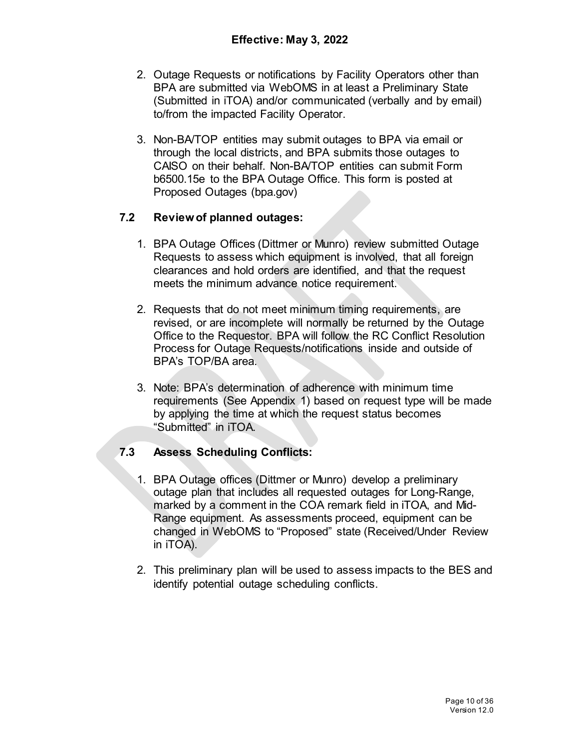2. Outage Requests or notifications by Facility Operators other than BPA are submitted via WebOMS in at least a Preliminary State (Submitted in iTOA) and/or communicated (verbally and by email) to/from the impacted Facility Operator.

3. Non-BA/TOP entities may submit outages to BPA via email or through the local districts, and BPA submits those outages to CAISO on their behalf. Non-BA/TOP entities can submit Form b6500.15e to the BPA Outage Office. This form is posted at Proposed Outages (bpa.gov)

### 7.2 Review of planned outages:

1. BPA Outage Offices (Dittmer or Munro) review submitted Outage Requests to assess which equipment is involved, that all foreign clearances and hold orders are identified, and that the request meets the minimum advance notice requirement.

2. Requests that do not meet minimum timing requirements, are revised, or are incomplete will normally be returned by the Outage Office to the Requestor. BPA will follow the RC Conflict Resolution Process for Outage Requests/notifications inside and outside of BPA's TOP/BA area.

3. Note: BPA's determination of adherence with minimum time requirements (See Appendix 1) based on request type will be made by applying the time at which the request status becomes "Submitted" in iTOA.

### 7.3 Assess Scheduling Conflicts:

1. BPA Outage offices (Dittmer or Munro) develop a preliminary outage plan that includes all requested outages for Long-Range, marked by a comment in the COA remark field in iTOA, and Mid-Range equipment. As assessments proceed, equipment can be changed in WebOMS to "Proposed" state (Received/Under Review in iTOA).

2. This preliminary plan will be used to assess impacts to the BES and identify potential outage scheduling conflicts.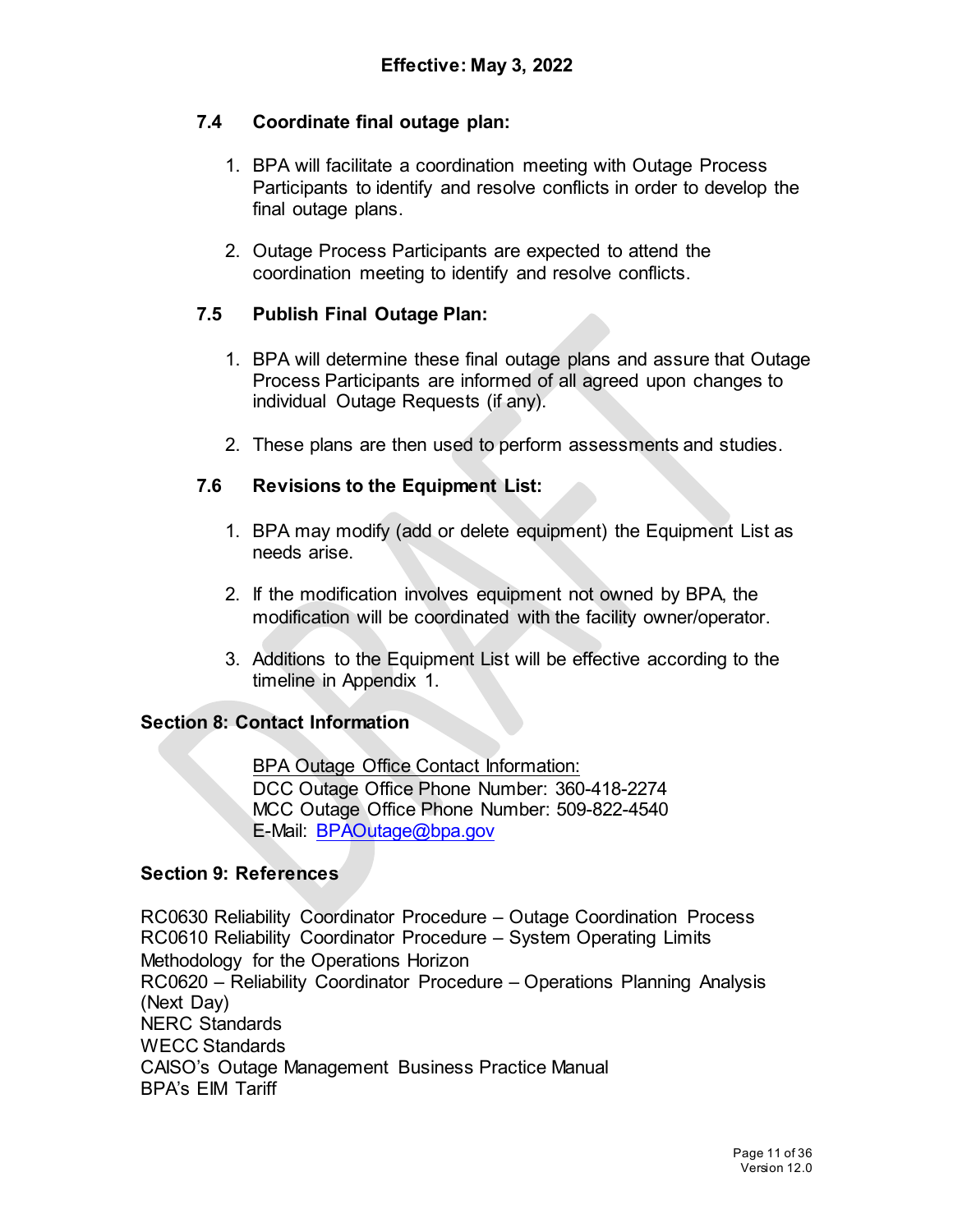### 7.4 Coordinate final outage plan:

1. BPA will facilitate a coordination meeting with Outage Process Participants to identify and resolve conflicts in order to develop the final outage plans.

2. Outage Process Participants are expected to attend the coordination meeting to identify and resolve conflicts.

### 7.5 Publish Final Outage Plan:

1. BPA will determine these final outage plans and assure that Outage Process Participants are informed of all agreed upon changes to individual Outage Requests (if any).

2. These plans are then used to perform assessments and studies.

### 7.6 Revisions to the Equipment List:

1. BPA may modify (add or delete equipment) the Equipment List as needs arise.

2. If the modification involves equipment not owned by BPA, the modification will be coordinated with the facility owner/operator.

3. Additions to the Equipment List will be effective according to the timeline in Appendix 1.

## Section 8: Contact Information

BPA Outage Office Contact Information:
DCC Outage Office Phone Number: 360-418-2274
MCC Outage Office Phone Number: 509-822-4540
E-Mail: BPAOutage@bpa.gov

## Section 9: References

RC0630 Reliability Coordinator Procedure – Outage Coordination Process
RC0610 Reliability Coordinator Procedure – System Operating Limits Methodology for the Operations Horizon
RC0620 – Reliability Coordinator Procedure – Operations Planning Analysis (Next Day)
NERC Standards
WECC Standards
CAISO's Outage Management Business Practice Manual
BPA's EIM Tariff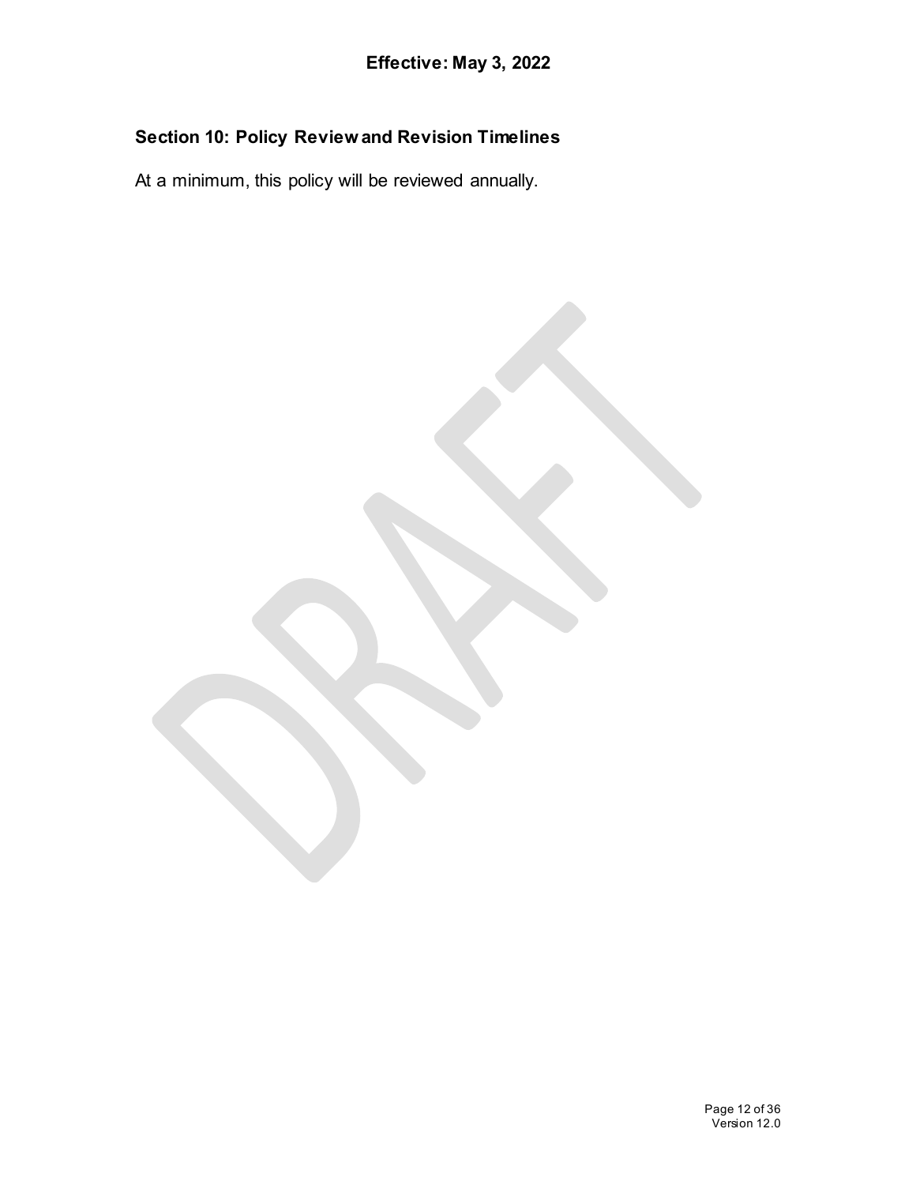## Section 10: Policy Review and Revision Timelines

At a minimum, this policy will be reviewed annually.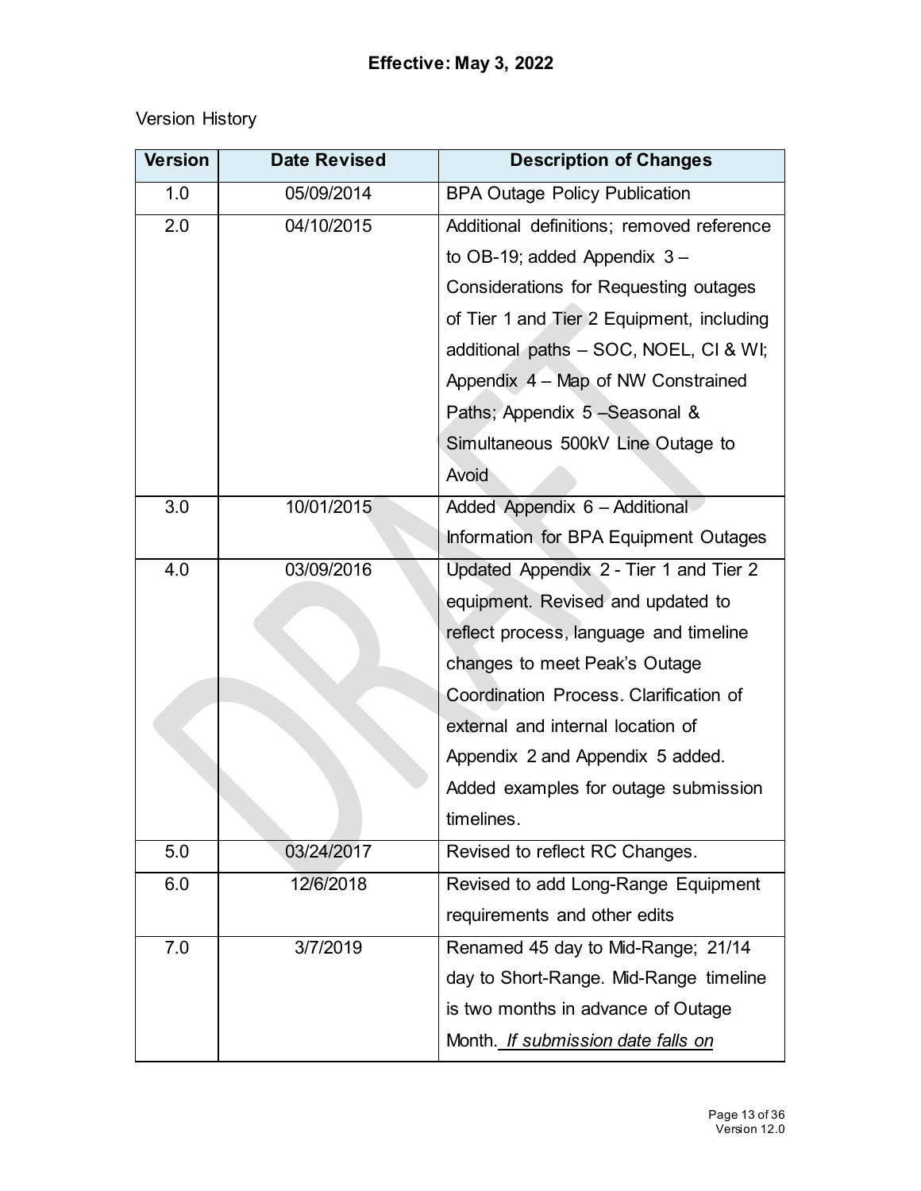**Effective: May 3, 2022**

Version History

| Version | Date Revised | Description of Changes |
|---|---|---|
| 1.0 | 05/09/2014 | BPA Outage Policy Publication |
| 2.0 | 04/10/2015 | Additional definitions; removed reference to OB-19; added Appendix 3 – Considerations for Requesting outages of Tier 1 and Tier 2 Equipment, including additional paths – SOC, NOEL, CI & WI; Appendix 4 – Map of NW Constrained Paths; Appendix 5 –Seasonal & Simultaneous 500kV Line Outage to Avoid |
| 3.0 | 10/01/2015 | Added Appendix 6 – Additional Information for BPA Equipment Outages |
| 4.0 | 03/09/2016 | Updated Appendix 2 - Tier 1 and Tier 2 equipment. Revised and updated to reflect process, language and timeline changes to meet Peak's Outage Coordination Process. Clarification of external and internal location of Appendix 2 and Appendix 5 added. Added examples for outage submission timelines. |
| 5.0 | 03/24/2017 | Revised to reflect RC Changes. |
| 6.0 | 12/6/2018 | Revised to add Long-Range Equipment requirements and other edits |
| 7.0 | 3/7/2019 | Renamed 45 day to Mid-Range; 21/14 day to Short-Range. Mid-Range timeline is two months in advance of Outage Month. *If submission date falls on* |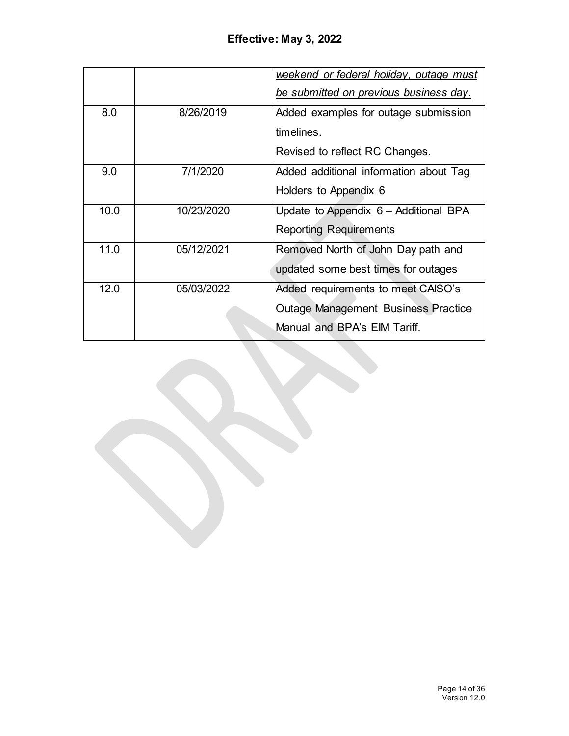**Effective: May 3, 2022**

| | | |
|---|---|---|
| | | *weekend or federal holiday, outage must be submitted on previous business day.* |
| 8.0 | 8/26/2019 | Added examples for outage submission timelines.<br>Revised to reflect RC Changes. |
| 9.0 | 7/1/2020 | Added additional information about Tag Holders to Appendix 6 |
| 10.0 | 10/23/2020 | Update to Appendix 6 – Additional BPA Reporting Requirements |
| 11.0 | 05/12/2021 | Removed North of John Day path and updated some best times for outages |
| 12.0 | 05/03/2022 | Added requirements to meet CAISO's Outage Management Business Practice Manual and BPA's EIM Tariff. |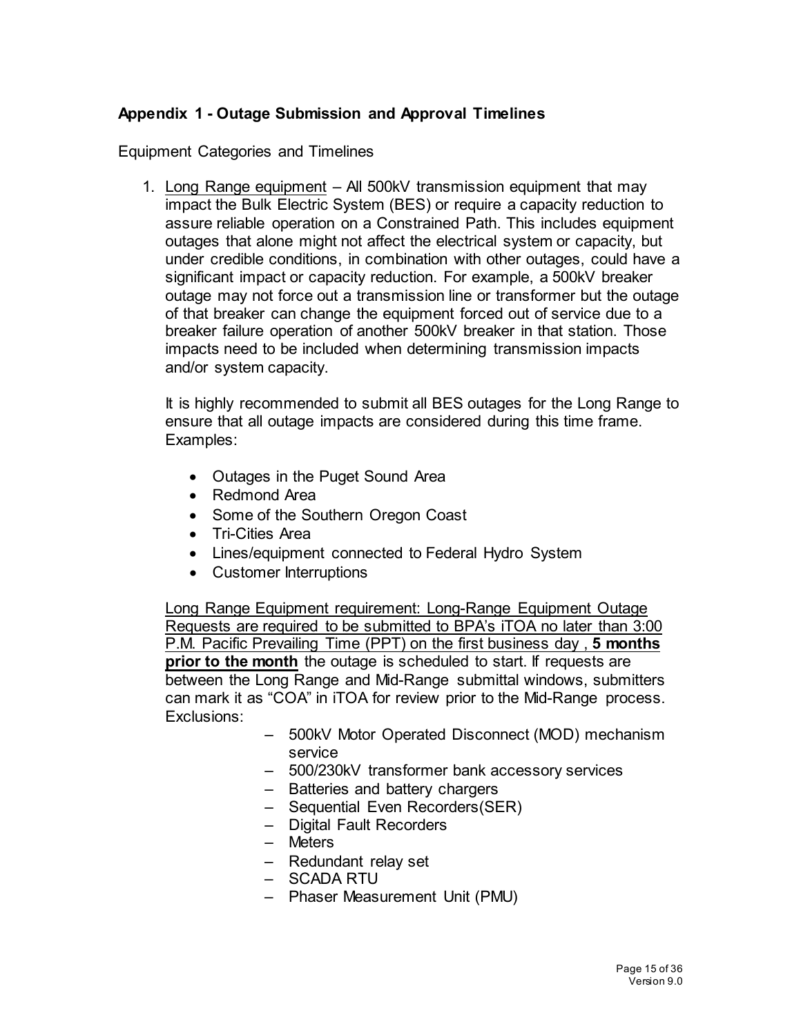## Appendix 1 - Outage Submission and Approval Timelines

Equipment Categories and Timelines

1. Long Range equipment – All 500kV transmission equipment that may impact the Bulk Electric System (BES) or require a capacity reduction to assure reliable operation on a Constrained Path. This includes equipment outages that alone might not affect the electrical system or capacity, but under credible conditions, in combination with other outages, could have a significant impact or capacity reduction. For example, a 500kV breaker outage may not force out a transmission line or transformer but the outage of that breaker can change the equipment forced out of service due to a breaker failure operation of another 500kV breaker in that station. Those impacts need to be included when determining transmission impacts and/or system capacity.

   It is highly recommended to submit all BES outages for the Long Range to ensure that all outage impacts are considered during this time frame. Examples:

   - Outages in the Puget Sound Area
   - Redmond Area
   - Some of the Southern Oregon Coast
   - Tri-Cities Area
   - Lines/equipment connected to Federal Hydro System
   - Customer Interruptions

   Long Range Equipment requirement: Long-Range Equipment Outage Requests are required to be submitted to BPA's iTOA no later than 3:00 P.M. Pacific Prevailing Time (PPT) on the first business day , **5 months prior to the month** the outage is scheduled to start. If requests are between the Long Range and Mid-Range submittal windows, submitters can mark it as "COA" in iTOA for review prior to the Mid-Range process. Exclusions:

   - 500kV Motor Operated Disconnect (MOD) mechanism service
   - 500/230kV transformer bank accessory services
   - Batteries and battery chargers
   - Sequential Even Recorders(SER)
   - Digital Fault Recorders
   - Meters
   - Redundant relay set
   - SCADA RTU
   - Phaser Measurement Unit (PMU)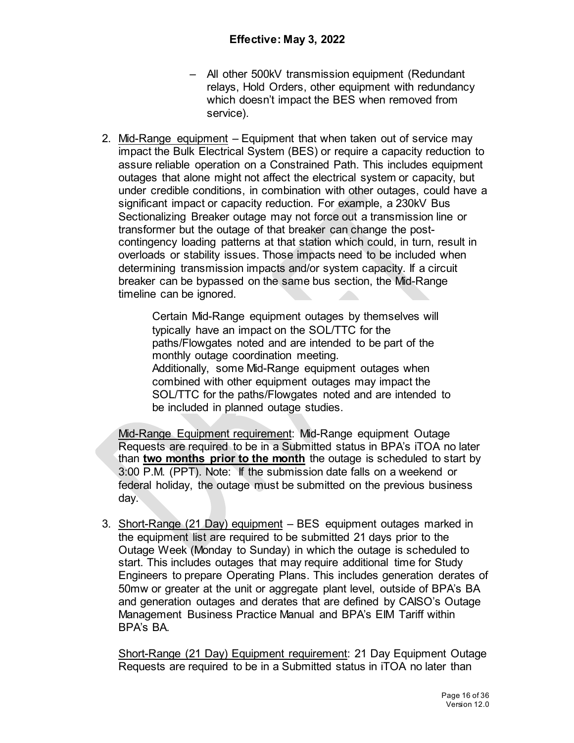– All other 500kV transmission equipment (Redundant relays, Hold Orders, other equipment with redundancy which doesn't impact the BES when removed from service).

2. Mid-Range equipment – Equipment that when taken out of service may impact the Bulk Electrical System (BES) or require a capacity reduction to assure reliable operation on a Constrained Path. This includes equipment outages that alone might not affect the electrical system or capacity, but under credible conditions, in combination with other outages, could have a significant impact or capacity reduction. For example, a 230kV Bus Sectionalizing Breaker outage may not force out a transmission line or transformer but the outage of that breaker can change the post-contingency loading patterns at that station which could, in turn, result in overloads or stability issues. Those impacts need to be included when determining transmission impacts and/or system capacity. If a circuit breaker can be bypassed on the same bus section, the Mid-Range timeline can be ignored.

   Certain Mid-Range equipment outages by themselves will typically have an impact on the SOL/TTC for the paths/Flowgates noted and are intended to be part of the monthly outage coordination meeting. Additionally, some Mid-Range equipment outages when combined with other equipment outages may impact the SOL/TTC for the paths/Flowgates noted and are intended to be included in planned outage studies.

   Mid-Range Equipment requirement: Mid-Range equipment Outage Requests are required to be in a Submitted status in BPA's iTOA no later than **two months prior to the month** the outage is scheduled to start by 3:00 P.M. (PPT). Note: If the submission date falls on a weekend or federal holiday, the outage must be submitted on the previous business day.

3. Short-Range (21 Day) equipment – BES equipment outages marked in the equipment list are required to be submitted 21 days prior to the Outage Week (Monday to Sunday) in which the outage is scheduled to start. This includes outages that may require additional time for Study Engineers to prepare Operating Plans. This includes generation derates of 50mw or greater at the unit or aggregate plant level, outside of BPA's BA and generation outages and derates that are defined by CAISO's Outage Management Business Practice Manual and BPA's EIM Tariff within BPA's BA.

   Short-Range (21 Day) Equipment requirement: 21 Day Equipment Outage Requests are required to be in a Submitted status in iTOA no later than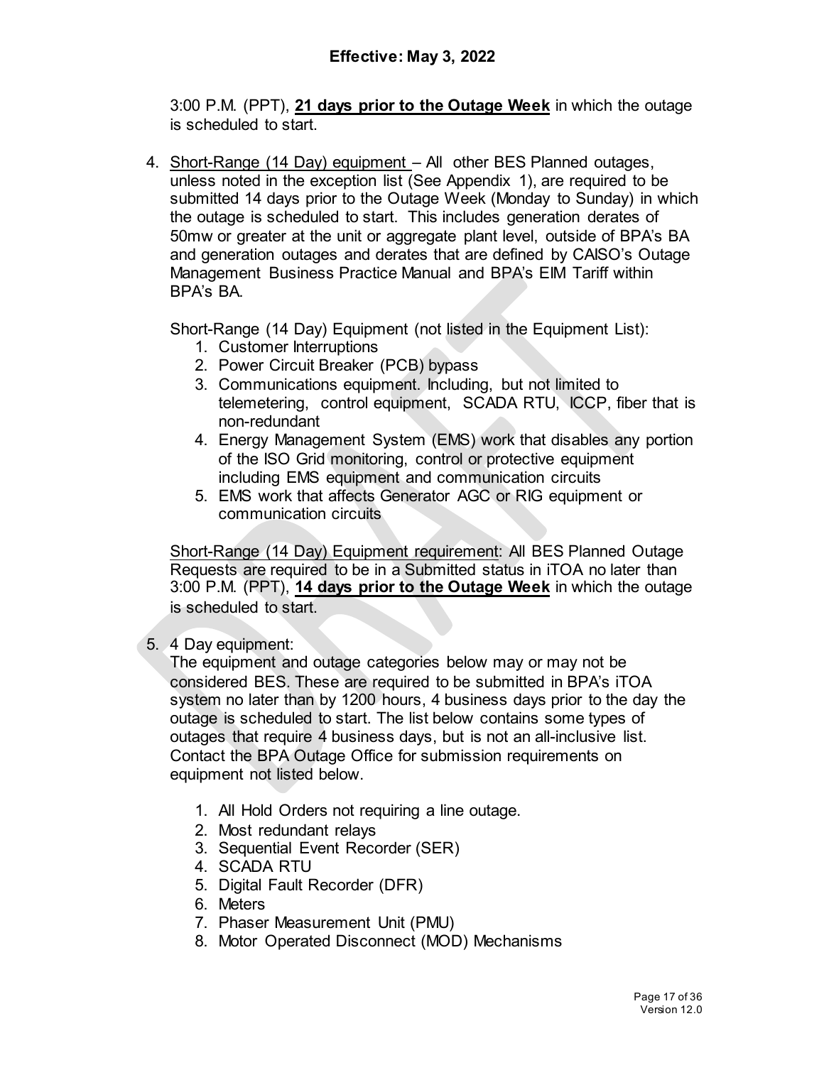3:00 P.M. (PPT), **21 days prior to the Outage Week** in which the outage is scheduled to start.

4. Short-Range (14 Day) equipment – All other BES Planned outages, unless noted in the exception list (See Appendix 1), are required to be submitted 14 days prior to the Outage Week (Monday to Sunday) in which the outage is scheduled to start. This includes generation derates of 50mw or greater at the unit or aggregate plant level, outside of BPA's BA and generation outages and derates that are defined by CAISO's Outage Management Business Practice Manual and BPA's EIM Tariff within BPA's BA.

   Short-Range (14 Day) Equipment (not listed in the Equipment List):
   1. Customer Interruptions
   2. Power Circuit Breaker (PCB) bypass
   3. Communications equipment. Including, but not limited to telemetering, control equipment, SCADA RTU, ICCP, fiber that is non-redundant
   4. Energy Management System (EMS) work that disables any portion of the ISO Grid monitoring, control or protective equipment including EMS equipment and communication circuits
   5. EMS work that affects Generator AGC or RIG equipment or communication circuits

   Short-Range (14 Day) Equipment requirement: All BES Planned Outage Requests are required to be in a Submitted status in iTOA no later than 3:00 P.M. (PPT), **14 days prior to the Outage Week** in which the outage is scheduled to start.

5. 4 Day equipment:
   The equipment and outage categories below may or may not be considered BES. These are required to be submitted in BPA's iTOA system no later than by 1200 hours, 4 business days prior to the day the outage is scheduled to start. The list below contains some types of outages that require 4 business days, but is not an all-inclusive list. Contact the BPA Outage Office for submission requirements on equipment not listed below.

   1. All Hold Orders not requiring a line outage.
   2. Most redundant relays
   3. Sequential Event Recorder (SER)
   4. SCADA RTU
   5. Digital Fault Recorder (DFR)
   6. Meters
   7. Phaser Measurement Unit (PMU)
   8. Motor Operated Disconnect (MOD) Mechanisms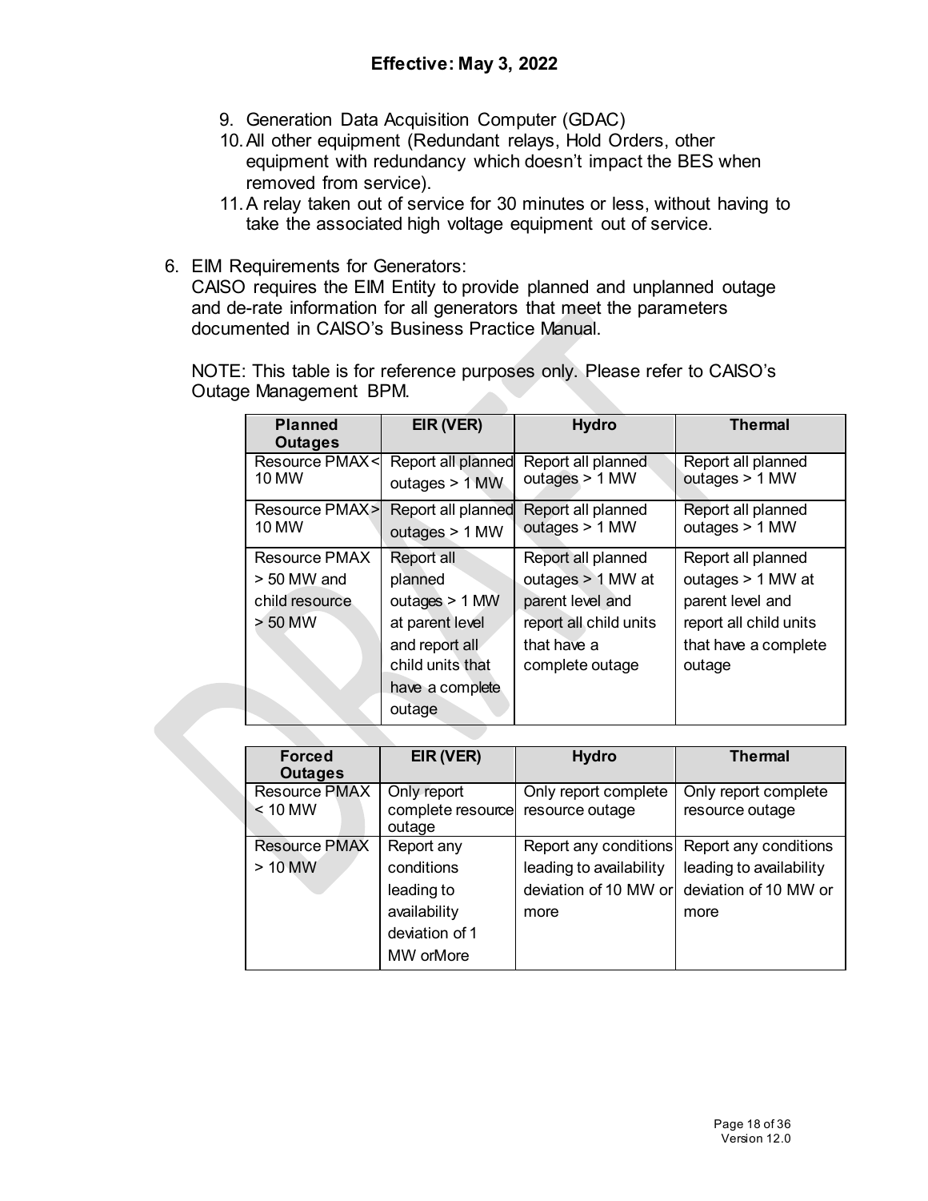9. Generation Data Acquisition Computer (GDAC)
10. All other equipment (Redundant relays, Hold Orders, other equipment with redundancy which doesn't impact the BES when removed from service).
11. A relay taken out of service for 30 minutes or less, without having to take the associated high voltage equipment out of service.

6. EIM Requirements for Generators:
   CAISO requires the EIM Entity to provide planned and unplanned outage and de-rate information for all generators that meet the parameters documented in CAISO's Business Practice Manual.

   NOTE: This table is for reference purposes only. Please refer to CAISO's Outage Management BPM.

| Planned Outages | EIR (VER) | Hydro | Thermal |
|---|---|---|---|
| Resource PMAX < 10 MW | Report all planned outages > 1 MW | Report all planned outages > 1 MW | Report all planned outages > 1 MW |
| Resource PMAX > 10 MW | Report all planned outages > 1 MW | Report all planned outages > 1 MW | Report all planned outages > 1 MW |
| Resource PMAX > 50 MW and child resource > 50 MW | Report all planned outages > 1 MW at parent level and report all child units that have a complete outage | Report all planned outages > 1 MW at parent level and report all child units that have a complete outage | Report all planned outages > 1 MW at parent level and report all child units that have a complete outage |

| Forced Outages | EIR (VER) | Hydro | Thermal |
|---|---|---|---|
| Resource PMAX < 10 MW | Only report complete resource outage | Only report complete resource outage | Only report complete resource outage |
| Resource PMAX > 10 MW | Report any conditions leading to availability deviation of 1 MW orMore | Report any conditions leading to availability deviation of 10 MW or more | Report any conditions leading to availability deviation of 10 MW or more |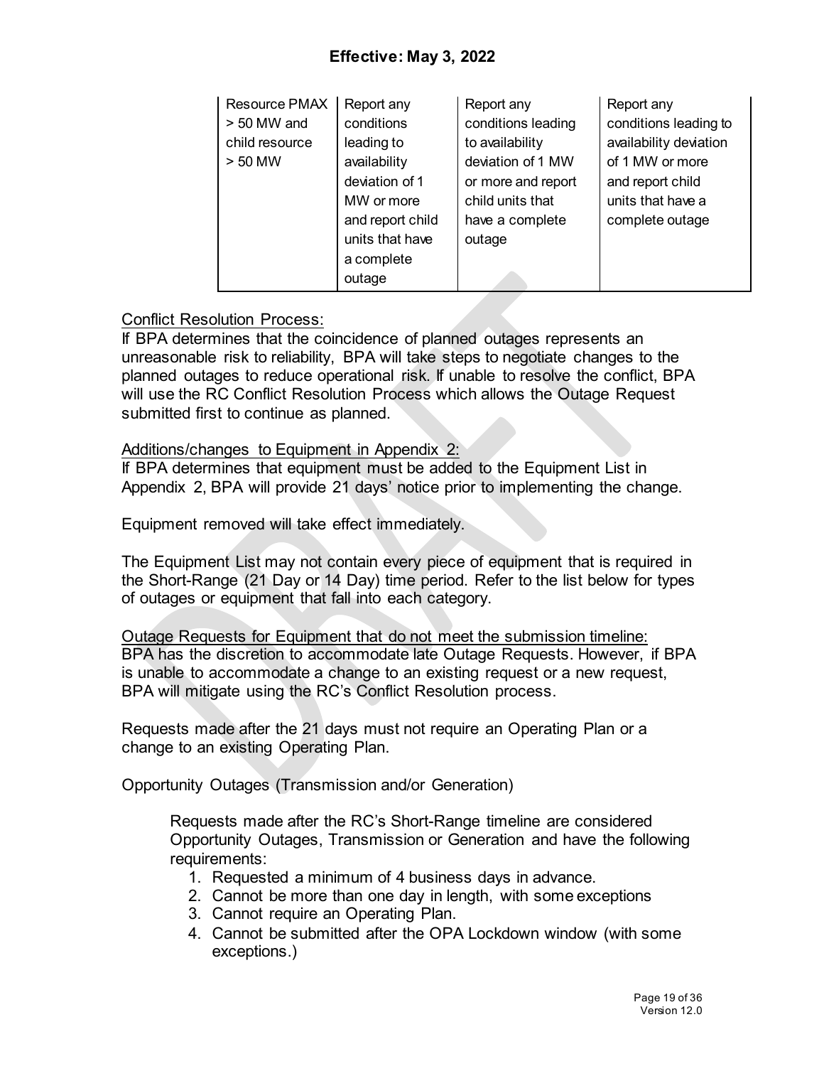Effective: May 3, 2022

| Resource PMAX > 50 MW and child resource > 50 MW | Report any conditions leading to availability deviation of 1 MW or more and report child units that have a complete outage | Report any conditions leading to availability deviation of 1 MW or more and report child units that have a complete outage | Report any conditions leading to availability deviation of 1 MW or more and report child units that have a complete outage |
|---|---|---|---|

Conflict Resolution Process:
If BPA determines that the coincidence of planned outages represents an unreasonable risk to reliability, BPA will take steps to negotiate changes to the planned outages to reduce operational risk. If unable to resolve the conflict, BPA will use the RC Conflict Resolution Process which allows the Outage Request submitted first to continue as planned.

Additions/changes to Equipment in Appendix 2:
If BPA determines that equipment must be added to the Equipment List in Appendix 2, BPA will provide 21 days' notice prior to implementing the change.

Equipment removed will take effect immediately.

The Equipment List may not contain every piece of equipment that is required in the Short-Range (21 Day or 14 Day) time period. Refer to the list below for types of outages or equipment that fall into each category.

Outage Requests for Equipment that do not meet the submission timeline:
BPA has the discretion to accommodate late Outage Requests. However, if BPA is unable to accommodate a change to an existing request or a new request, BPA will mitigate using the RC's Conflict Resolution process.

Requests made after the 21 days must not require an Operating Plan or a change to an existing Operating Plan.

Opportunity Outages (Transmission and/or Generation)

Requests made after the RC's Short-Range timeline are considered Opportunity Outages, Transmission or Generation and have the following requirements:

1. Requested a minimum of 4 business days in advance.
2. Cannot be more than one day in length, with some exceptions
3. Cannot require an Operating Plan.
4. Cannot be submitted after the OPA Lockdown window (with some exceptions.)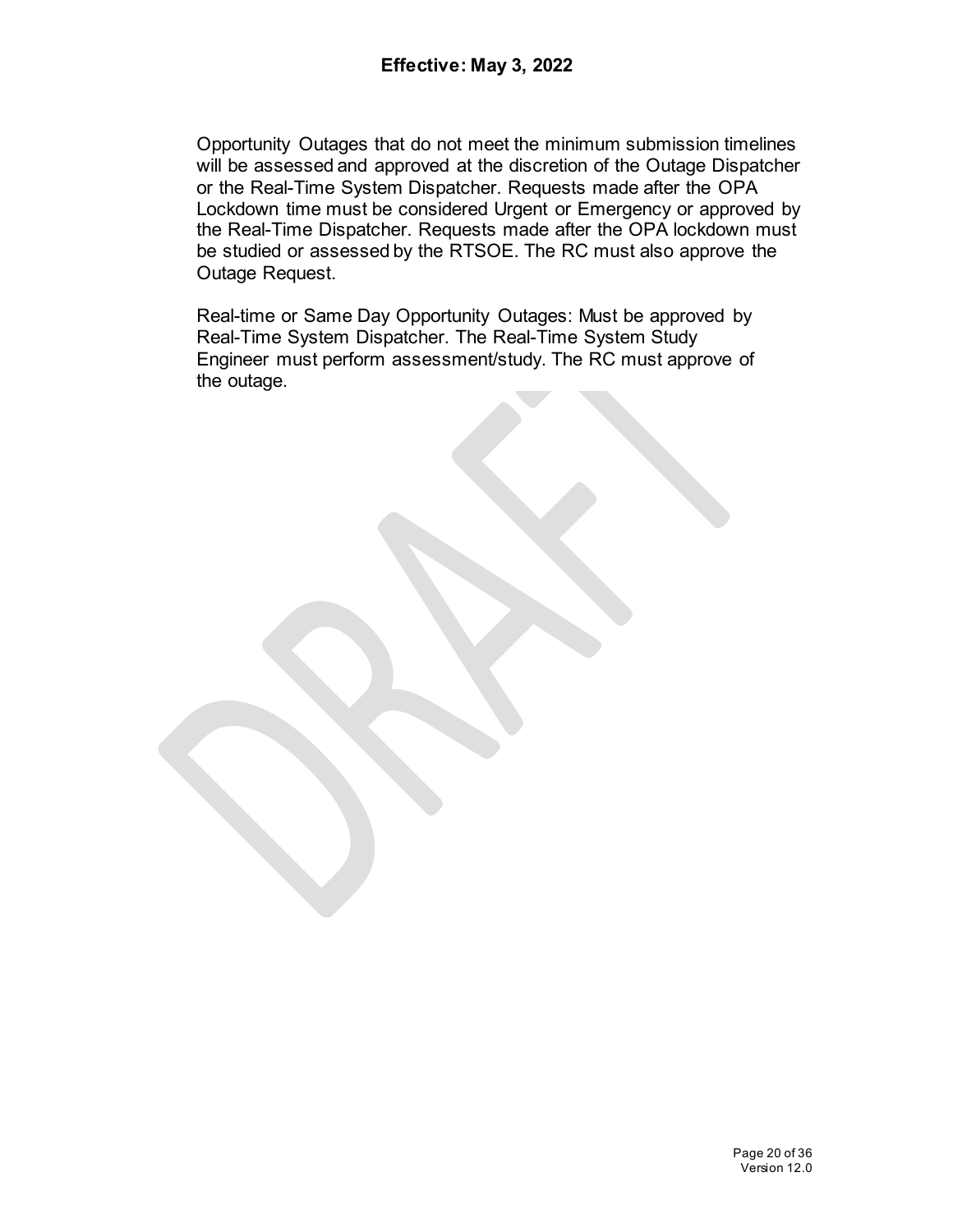Opportunity Outages that do not meet the minimum submission timelines will be assessed and approved at the discretion of the Outage Dispatcher or the Real-Time System Dispatcher. Requests made after the OPA Lockdown time must be considered Urgent or Emergency or approved by the Real-Time Dispatcher. Requests made after the OPA lockdown must be studied or assessed by the RTSOE. The RC must also approve the Outage Request.

Real-time or Same Day Opportunity Outages: Must be approved by Real-Time System Dispatcher. The Real-Time System Study Engineer must perform assessment/study. The RC must approve of the outage.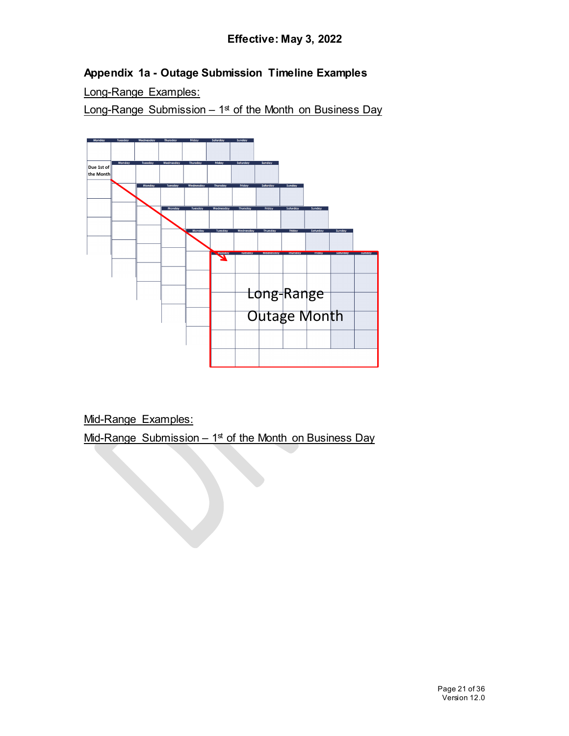**Effective: May 3, 2022**

## Appendix 1a - Outage Submission Timeline Examples

Long-Range Examples:

Long-Range Submission – 1st of the Month on Business Day

Due 1st of the Month

Long-Range Outage Month

Mid-Range Examples:

Mid-Range Submission – 1st of the Month on Business Day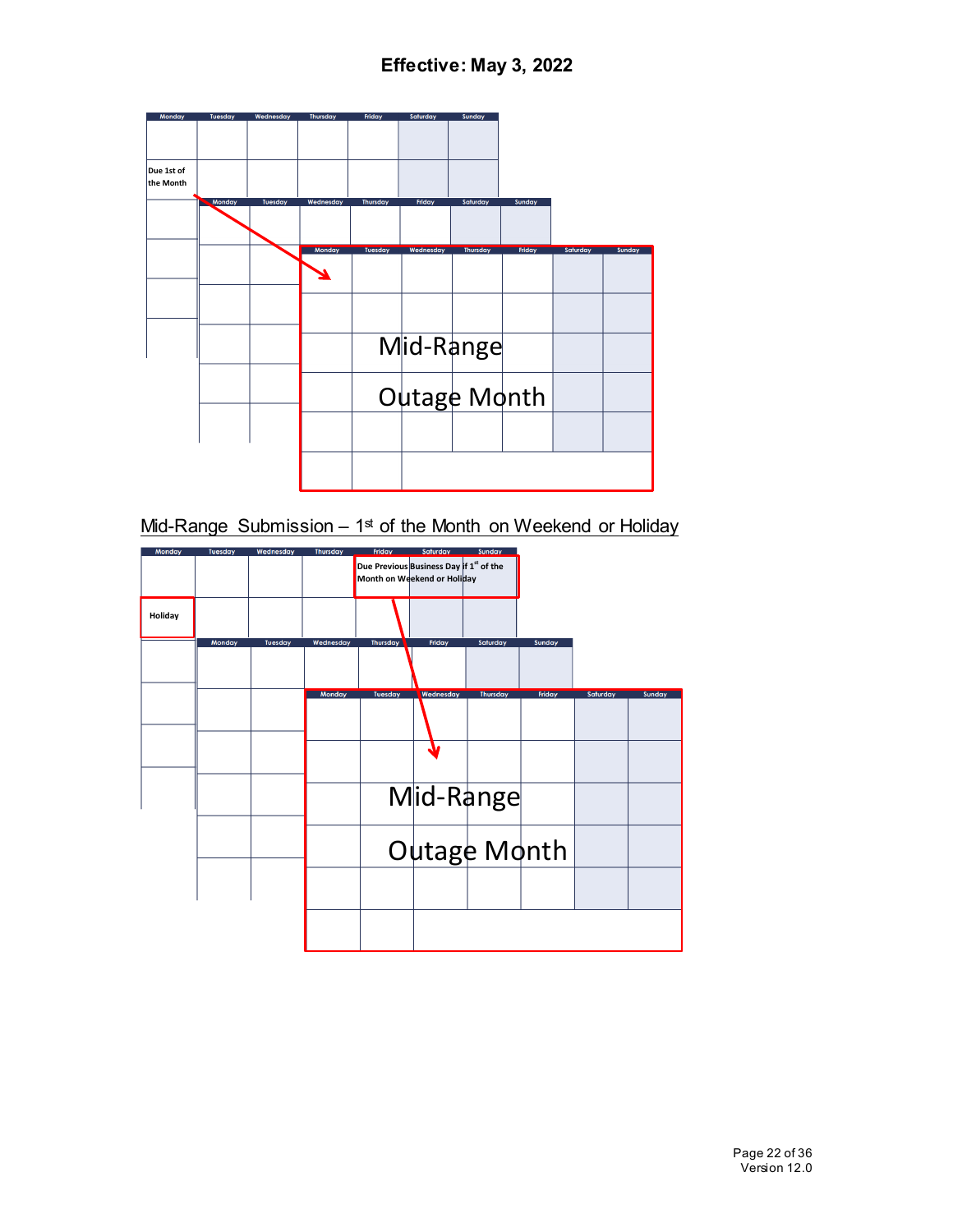**Effective: May 3, 2022**

Due 1st of the Month

Mid-Range Outage Month

Mid-Range Submission – 1st of the Month on Weekend or Holiday

Due Previous Business Day if 1st of the Month on Weekend or Holiday

Holiday

Mid-Range Outage Month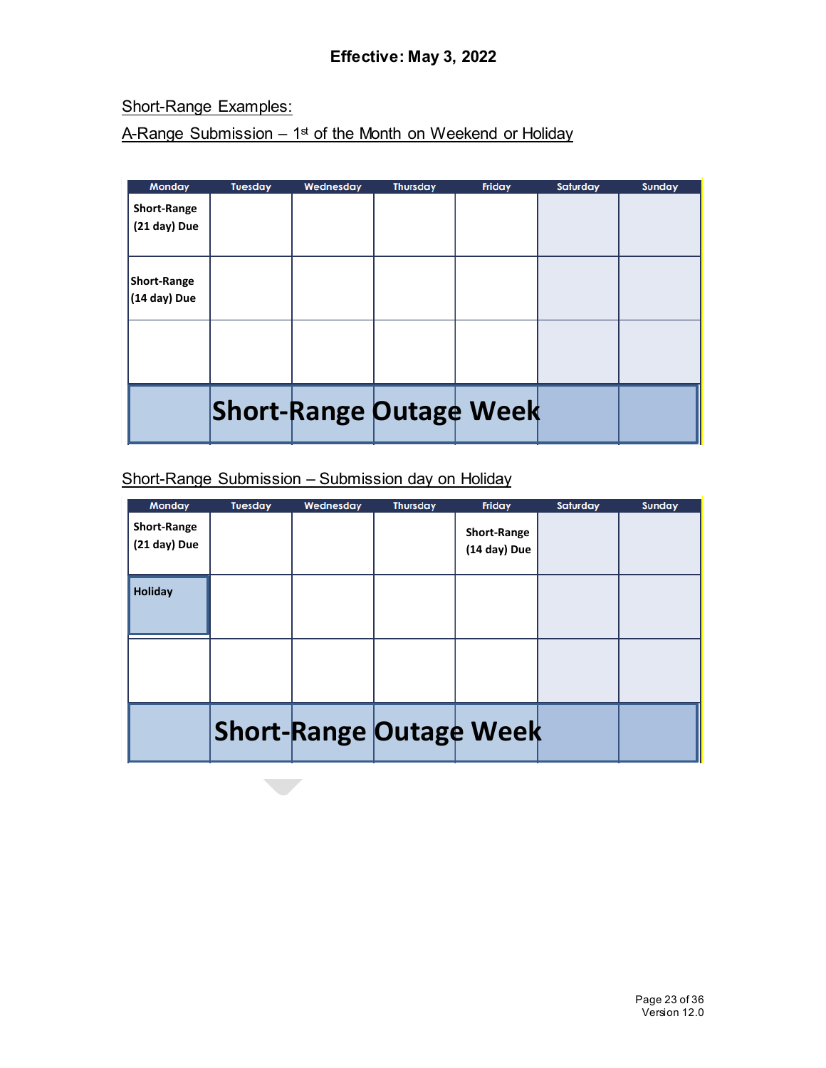**Effective: May 3, 2022**

Short-Range Examples:

A-Range Submission – 1st of the Month on Weekend or Holiday

| Monday | Tuesday | Wednesday | Thursday | Friday | Saturday | Sunday |
|---|---|---|---|---|---|---|
| Short-Range (21 day) Due | | | | | | |
| Short-Range (14 day) Due | | | | | | |
| | | | | | | |
| Short-Range Outage Week | | | | | | |

Short-Range Submission – Submission day on Holiday

| Monday | Tuesday | Wednesday | Thursday | Friday | Saturday | Sunday |
|---|---|---|---|---|---|---|
| Short-Range (21 day) Due | | | | Short-Range (14 day) Due | | |
| Holiday | | | | | | |
| | | | | | | |
| Short-Range Outage Week | | | | | | |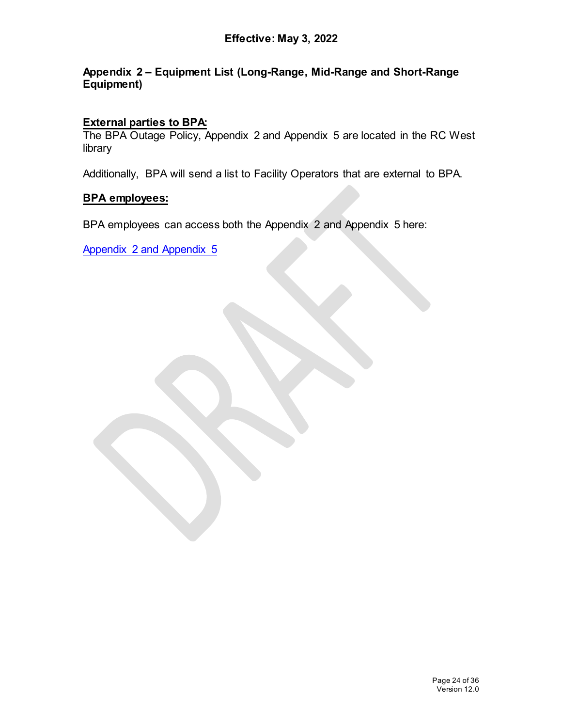**Effective: May 3, 2022**

## Appendix 2 – Equipment List (Long-Range, Mid-Range and Short-Range Equipment)

**External parties to BPA:**

The BPA Outage Policy, Appendix 2 and Appendix 5 are located in the RC West library

Additionally, BPA will send a list to Facility Operators that are external to BPA.

**BPA employees:**

BPA employees can access both the Appendix 2 and Appendix 5 here:

Appendix 2 and Appendix 5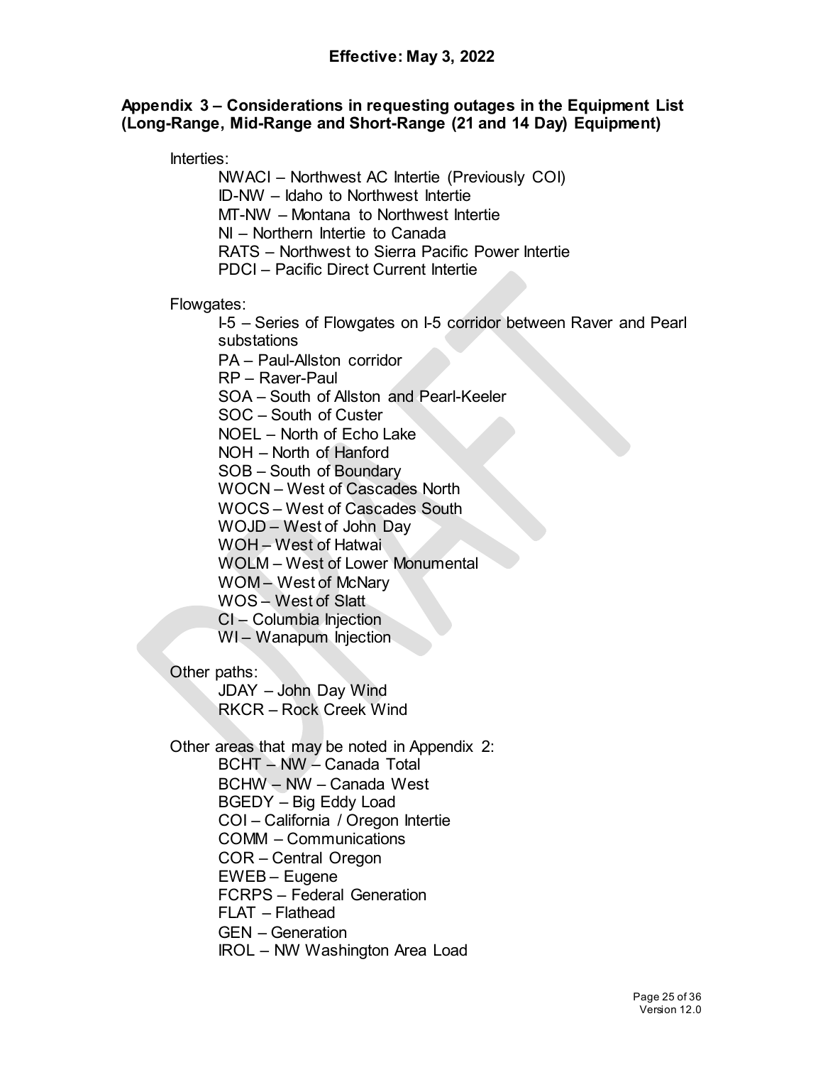**Effective: May 3, 2022**

## Appendix 3 – Considerations in requesting outages in the Equipment List (Long-Range, Mid-Range and Short-Range (21 and 14 Day) Equipment)

Interties:

- NWACI – Northwest AC Intertie (Previously COI)
- ID-NW – Idaho to Northwest Intertie
- MT-NW – Montana to Northwest Intertie
- NI – Northern Intertie to Canada
- RATS – Northwest to Sierra Pacific Power Intertie
- PDCI – Pacific Direct Current Intertie

Flowgates:

- I-5 – Series of Flowgates on I-5 corridor between Raver and Pearl substations
- PA – Paul-Allston corridor
- RP – Raver-Paul
- SOA – South of Allston and Pearl-Keeler
- SOC – South of Custer
- NOEL – North of Echo Lake
- NOH – North of Hanford
- SOB – South of Boundary
- WOCN – West of Cascades North
- WOCS – West of Cascades South
- WOJD – West of John Day
- WOH – West of Hatwai
- WOLM – West of Lower Monumental
- WOM – West of McNary
- WOS – West of Slatt
- CI – Columbia Injection
- WI – Wanapum Injection

Other paths:

- JDAY – John Day Wind
- RKCR – Rock Creek Wind

Other areas that may be noted in Appendix 2:

- BCHT – NW – Canada Total
- BCHW – NW – Canada West
- BGEDY – Big Eddy Load
- COI – California / Oregon Intertie
- COMM – Communications
- COR – Central Oregon
- EWEB – Eugene
- FCRPS – Federal Generation
- FLAT – Flathead
- GEN – Generation
- IROL – NW Washington Area Load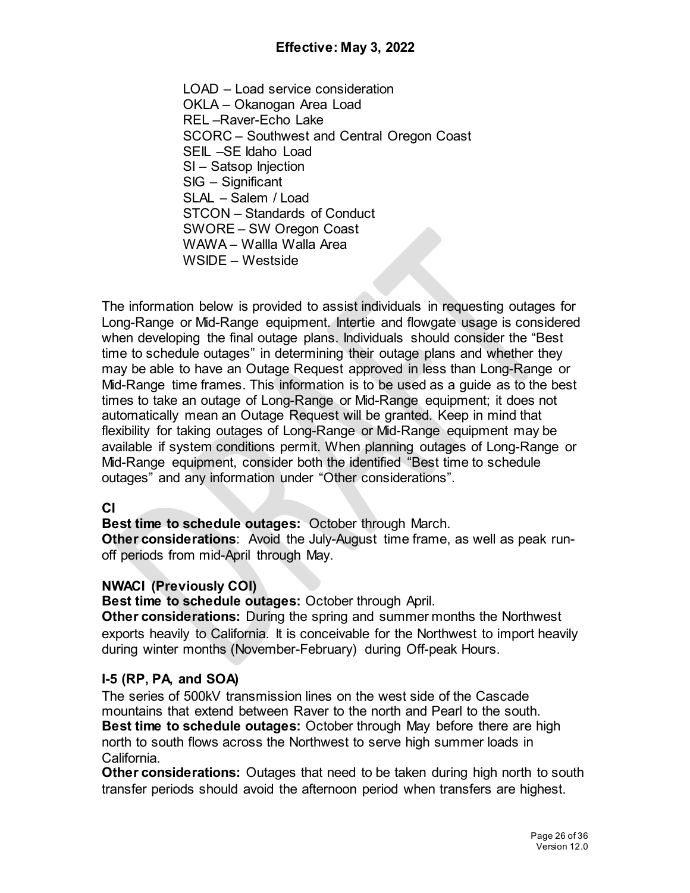LOAD – Load service consideration
OKLA – Okanogan Area Load
REL –Raver-Echo Lake
SCORC – Southwest and Central Oregon Coast
SEIL –SE Idaho Load
SI – Satsop Injection
SIG – Significant
SLAL – Salem / Load
STCON – Standards of Conduct
SWORE – SW Oregon Coast
WAWA – Wallla Walla Area
WSIDE – Westside

The information below is provided to assist individuals in requesting outages for Long-Range or Mid-Range equipment. Intertie and flowgate usage is considered when developing the final outage plans. Individuals should consider the "Best time to schedule outages" in determining their outage plans and whether they may be able to have an Outage Request approved in less than Long-Range or Mid-Range time frames. This information is to be used as a guide as to the best times to take an outage of Long-Range or Mid-Range equipment; it does not automatically mean an Outage Request will be granted. Keep in mind that flexibility for taking outages of Long-Range or Mid-Range equipment may be available if system conditions permit. When planning outages of Long-Range or Mid-Range equipment, consider both the identified "Best time to schedule outages" and any information under "Other considerations".

**CI**

**Best time to schedule outages:** October through March.
**Other considerations**: Avoid the July-August time frame, as well as peak run-off periods from mid-April through May.

**NWACI (Previously COI)**

**Best time to schedule outages:** October through April.
**Other considerations:** During the spring and summer months the Northwest exports heavily to California. It is conceivable for the Northwest to import heavily during winter months (November-February) during Off-peak Hours.

**I-5 (RP, PA, and SOA)**

The series of 500kV transmission lines on the west side of the Cascade mountains that extend between Raver to the north and Pearl to the south.
**Best time to schedule outages:** October through May before there are high north to south flows across the Northwest to serve high summer loads in California.
**Other considerations:** Outages that need to be taken during high north to south transfer periods should avoid the afternoon period when transfers are highest.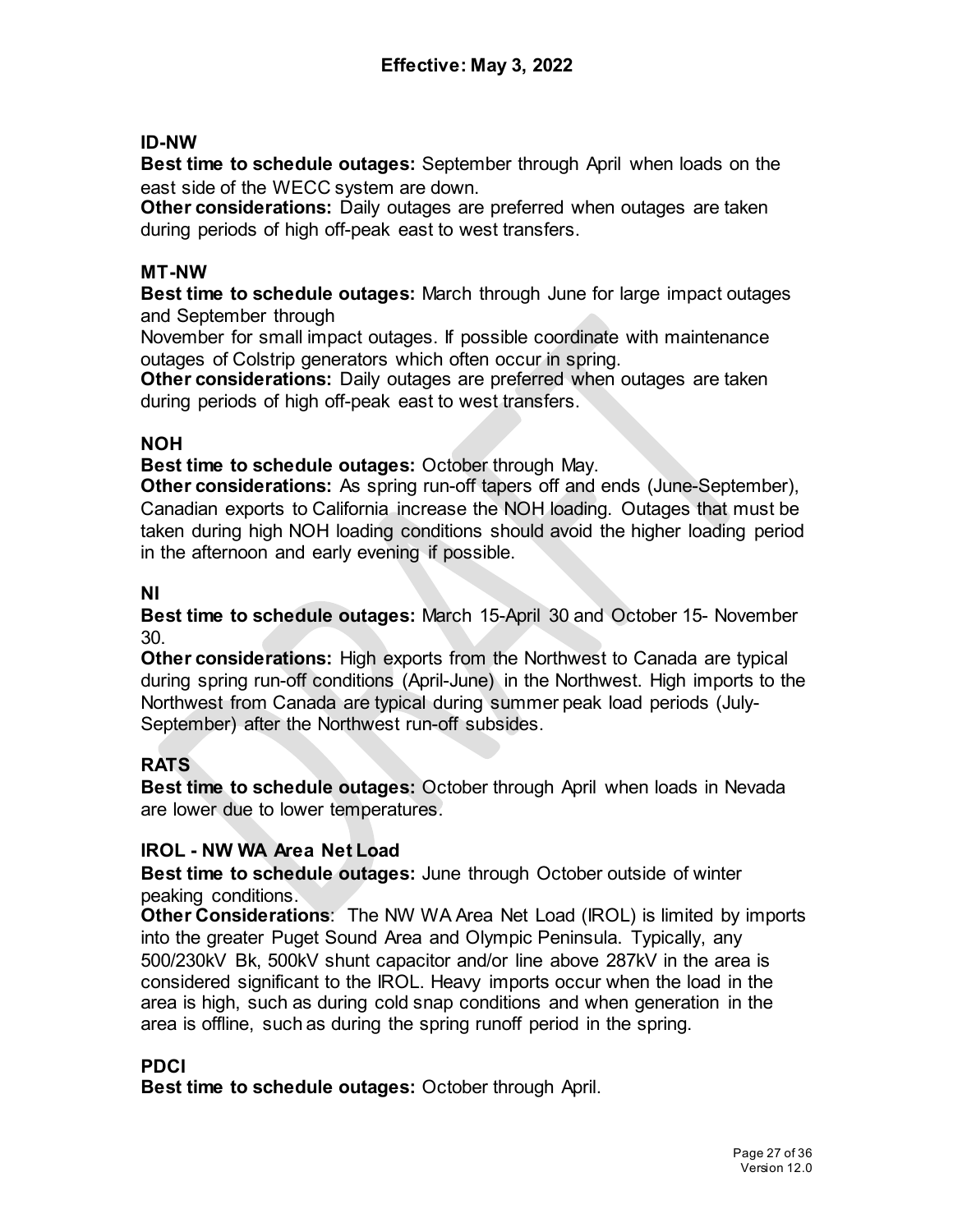**Effective: May 3, 2022**

### ID-NW

**Best time to schedule outages:** September through April when loads on the east side of the WECC system are down.

**Other considerations:** Daily outages are preferred when outages are taken during periods of high off-peak east to west transfers.

### MT-NW

**Best time to schedule outages:** March through June for large impact outages and September through November for small impact outages. If possible coordinate with maintenance outages of Colstrip generators which often occur in spring.

**Other considerations:** Daily outages are preferred when outages are taken during periods of high off-peak east to west transfers.

### NOH

**Best time to schedule outages:** October through May.

**Other considerations:** As spring run-off tapers off and ends (June-September), Canadian exports to California increase the NOH loading. Outages that must be taken during high NOH loading conditions should avoid the higher loading period in the afternoon and early evening if possible.

### NI

**Best time to schedule outages:** March 15-April 30 and October 15- November 30.

**Other considerations:** High exports from the Northwest to Canada are typical during spring run-off conditions (April-June) in the Northwest. High imports to the Northwest from Canada are typical during summer peak load periods (July-September) after the Northwest run-off subsides.

### RATS

**Best time to schedule outages:** October through April when loads in Nevada are lower due to lower temperatures.

### IROL - NW WA Area Net Load

**Best time to schedule outages:** June through October outside of winter peaking conditions.

**Other Considerations**: The NW WA Area Net Load (IROL) is limited by imports into the greater Puget Sound Area and Olympic Peninsula. Typically, any 500/230kV Bk, 500kV shunt capacitor and/or line above 287kV in the area is considered significant to the IROL. Heavy imports occur when the load in the area is high, such as during cold snap conditions and when generation in the area is offline, such as during the spring runoff period in the spring.

### PDCI

**Best time to schedule outages:** October through April.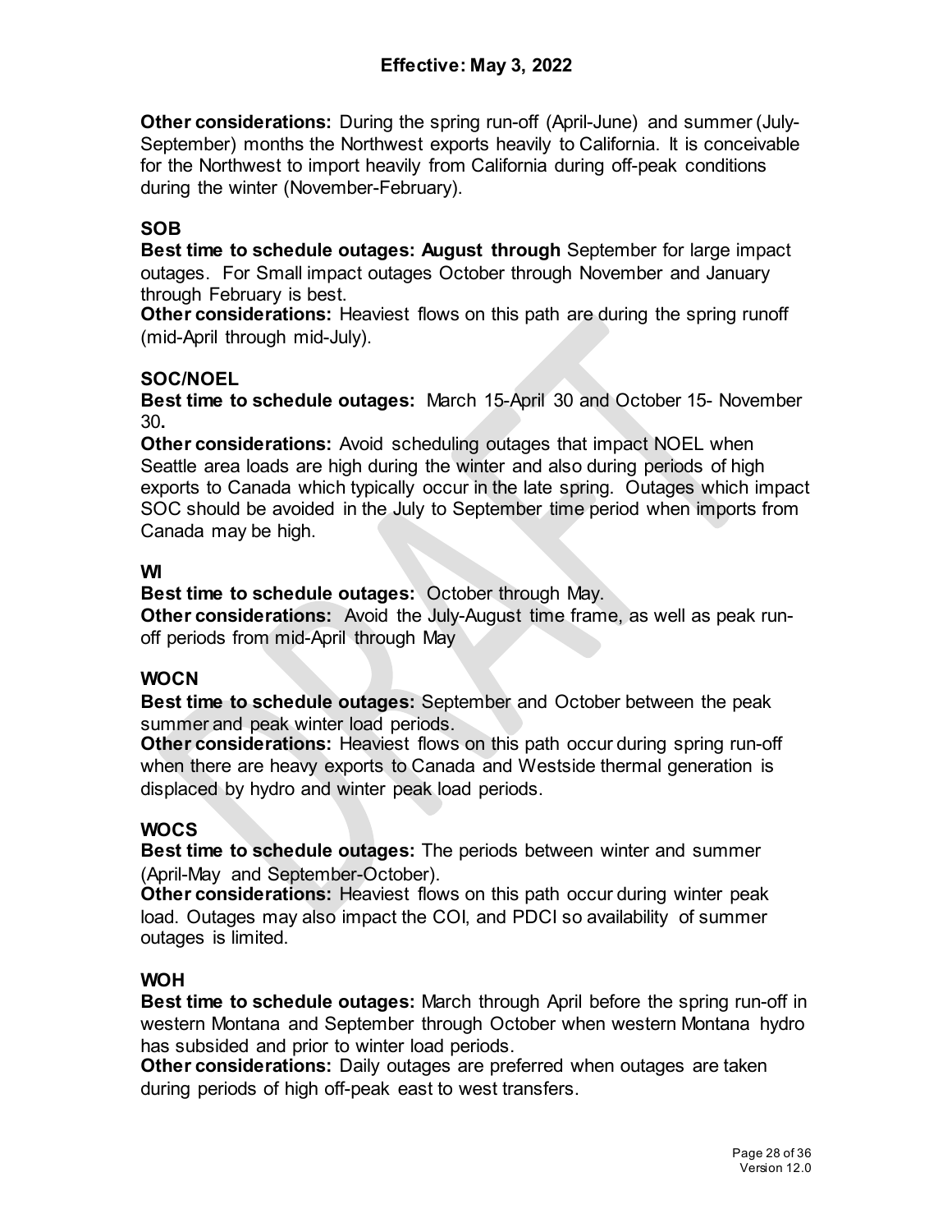**Other considerations:** During the spring run-off (April-June) and summer (July-September) months the Northwest exports heavily to California. It is conceivable for the Northwest to import heavily from California during off-peak conditions during the winter (November-February).

### SOB

**Best time to schedule outages: August through** September for large impact outages. For Small impact outages October through November and January through February is best.

**Other considerations:** Heaviest flows on this path are during the spring runoff (mid-April through mid-July).

### SOC/NOEL

**Best time to schedule outages:** March 15-April 30 and October 15- November 30**.**

**Other considerations:** Avoid scheduling outages that impact NOEL when Seattle area loads are high during the winter and also during periods of high exports to Canada which typically occur in the late spring. Outages which impact SOC should be avoided in the July to September time period when imports from Canada may be high.

### WI

**Best time to schedule outages:** October through May.

**Other considerations:** Avoid the July-August time frame, as well as peak run-off periods from mid-April through May

### WOCN

**Best time to schedule outages:** September and October between the peak summer and peak winter load periods.

**Other considerations:** Heaviest flows on this path occur during spring run-off when there are heavy exports to Canada and Westside thermal generation is displaced by hydro and winter peak load periods.

### WOCS

**Best time to schedule outages:** The periods between winter and summer (April-May and September-October).

**Other considerations:** Heaviest flows on this path occur during winter peak load. Outages may also impact the COI, and PDCI so availability of summer outages is limited.

### WOH

**Best time to schedule outages:** March through April before the spring run-off in western Montana and September through October when western Montana hydro has subsided and prior to winter load periods.

**Other considerations:** Daily outages are preferred when outages are taken during periods of high off-peak east to west transfers.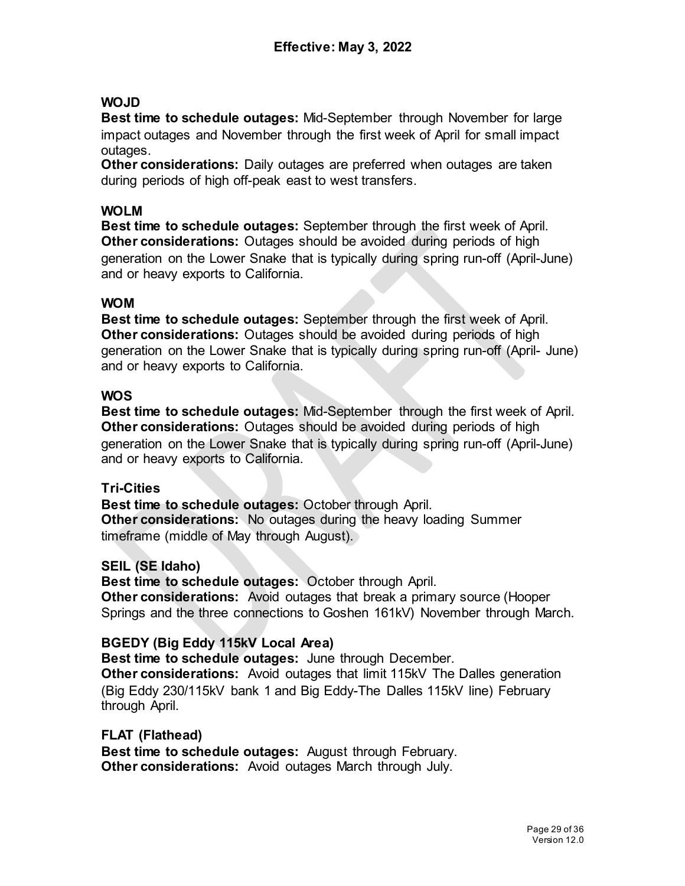**Effective: May 3, 2022**

**WOJD**

**Best time to schedule outages:** Mid-September through November for large impact outages and November through the first week of April for small impact outages.

**Other considerations:** Daily outages are preferred when outages are taken during periods of high off-peak east to west transfers.

**WOLM**

**Best time to schedule outages:** September through the first week of April.

**Other considerations:** Outages should be avoided during periods of high generation on the Lower Snake that is typically during spring run-off (April-June) and or heavy exports to California.

**WOM**

**Best time to schedule outages:** September through the first week of April.

**Other considerations:** Outages should be avoided during periods of high generation on the Lower Snake that is typically during spring run-off (April- June) and or heavy exports to California.

**WOS**

**Best time to schedule outages:** Mid-September through the first week of April.

**Other considerations:** Outages should be avoided during periods of high generation on the Lower Snake that is typically during spring run-off (April-June) and or heavy exports to California.

**Tri-Cities**

**Best time to schedule outages:** October through April.

**Other considerations:** No outages during the heavy loading Summer timeframe (middle of May through August).

**SEIL (SE Idaho)**

**Best time to schedule outages:** October through April.

**Other considerations:** Avoid outages that break a primary source (Hooper Springs and the three connections to Goshen 161kV) November through March.

**BGEDY (Big Eddy 115kV Local Area)**

**Best time to schedule outages:** June through December.

**Other considerations:** Avoid outages that limit 115kV The Dalles generation (Big Eddy 230/115kV bank 1 and Big Eddy-The Dalles 115kV line) February through April.

**FLAT (Flathead)**

**Best time to schedule outages:** August through February.

**Other considerations:** Avoid outages March through July.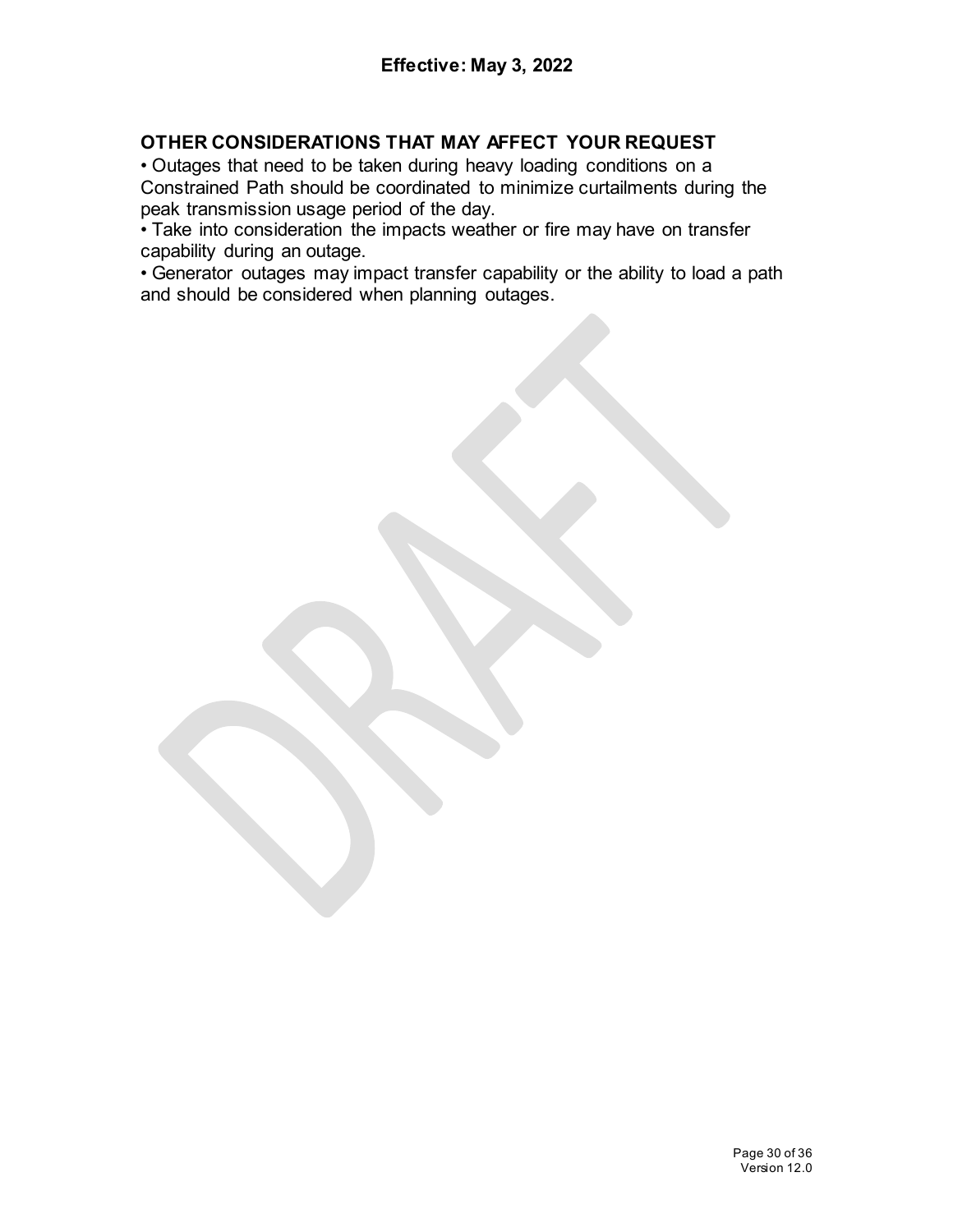## OTHER CONSIDERATIONS THAT MAY AFFECT YOUR REQUEST

- Outages that need to be taken during heavy loading conditions on a Constrained Path should be coordinated to minimize curtailments during the peak transmission usage period of the day.
- Take into consideration the impacts weather or fire may have on transfer capability during an outage.
- Generator outages may impact transfer capability or the ability to load a path and should be considered when planning outages.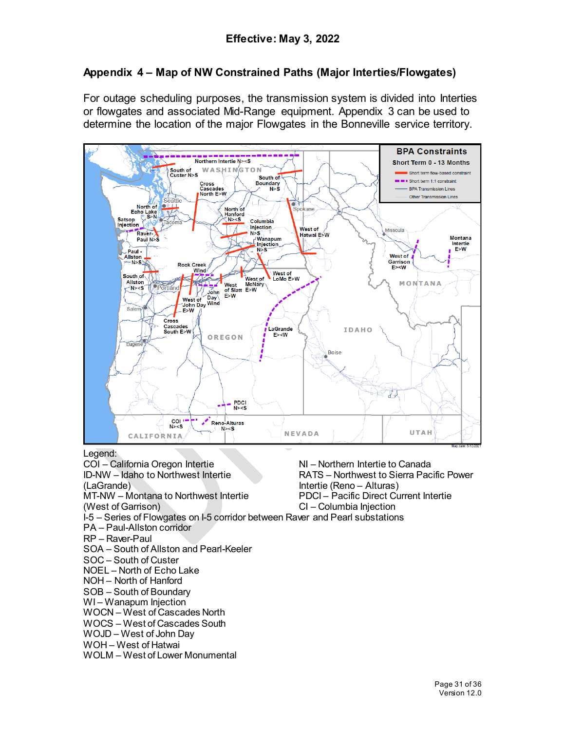**Effective: May 3, 2022**

## Appendix 4 – Map of NW Constrained Paths (Major Interties/Flowgates)

For outage scheduling purposes, the transmission system is divided into Interties or flowgates and associated Mid-Range equipment. Appendix 3 can be used to determine the location of the major Flowgates in the Bonneville service territory.

Legend:

COI – California Oregon Intertie
ID-NW – Idaho to Northwest Intertie (LaGrande)
MT-NW – Montana to Northwest Intertie (West of Garrison)
NI – Northern Intertie to Canada
RATS – Northwest to Sierra Pacific Power Intertie (Reno – Alturas)
PDCI – Pacific Direct Current Intertie
CI – Columbia Injection
I-5 – Series of Flowgates on I-5 corridor between Raver and Pearl substations
PA – Paul-Allston corridor
RP – Raver-Paul
SOA – South of Allston and Pearl-Keeler
SOC – South of Custer
NOEL – North of Echo Lake
NOH – North of Hanford
SOB – South of Boundary
WI – Wanapum Injection
WOCN – West of Cascades North
WOCS – West of Cascades South
WOJD – West of John Day
WOH – West of Hatwai
WOLM – West of Lower Monumental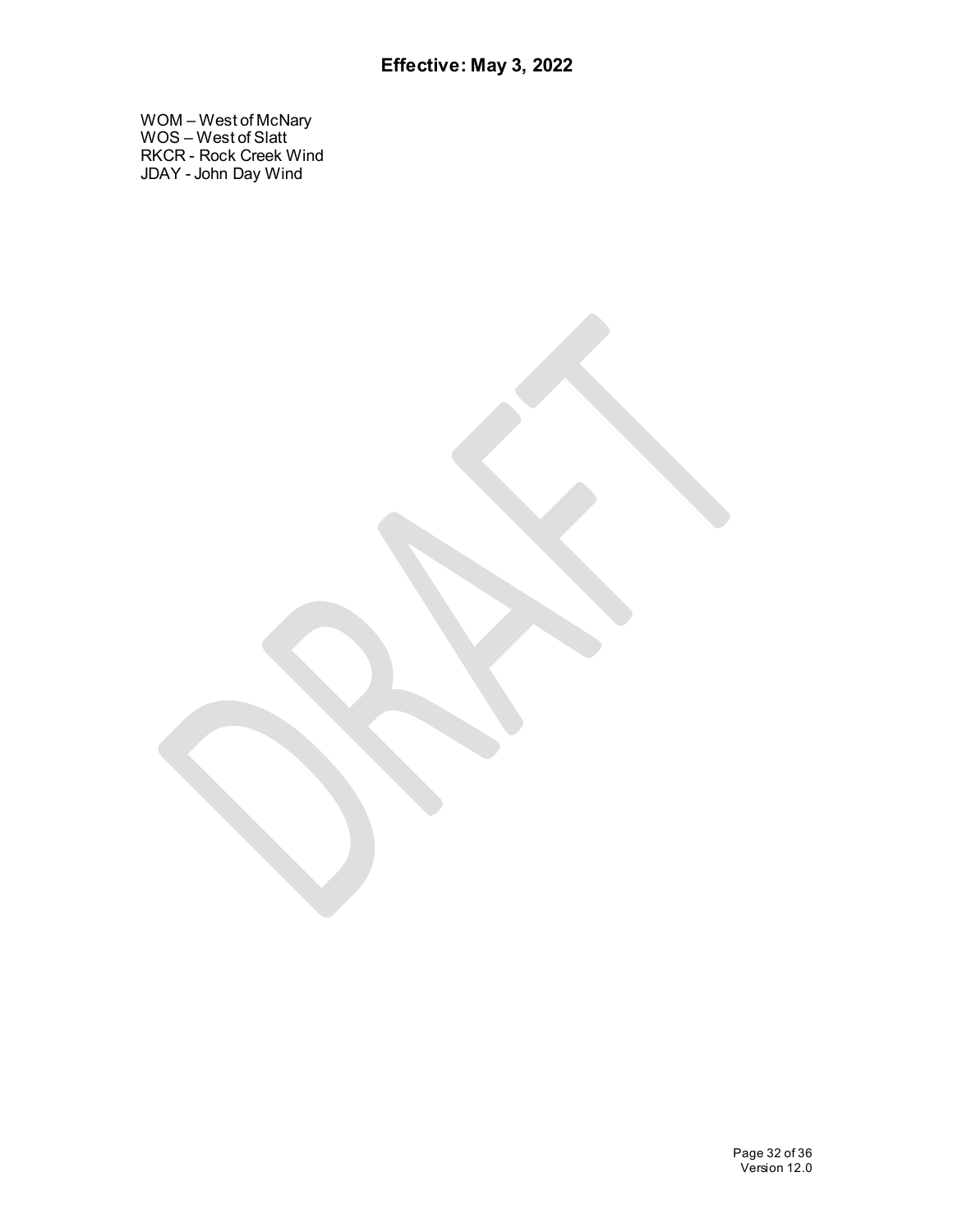WOM – West of McNary
WOS – West of Slatt
RKCR - Rock Creek Wind
JDAY - John Day Wind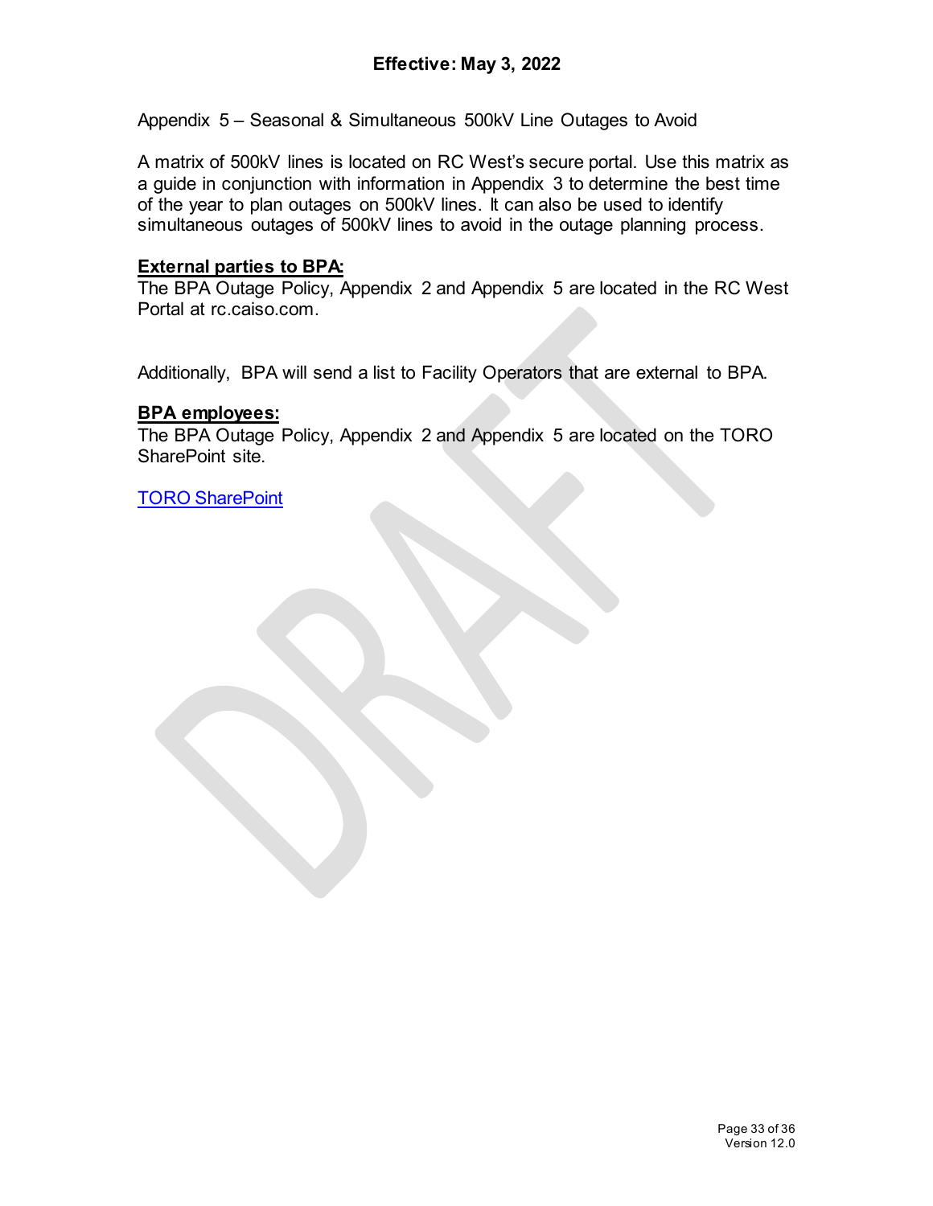Appendix 5 – Seasonal & Simultaneous 500kV Line Outages to Avoid

A matrix of 500kV lines is located on RC West's secure portal. Use this matrix as a guide in conjunction with information in Appendix 3 to determine the best time of the year to plan outages on 500kV lines. It can also be used to identify simultaneous outages of 500kV lines to avoid in the outage planning process.

**External parties to BPA:**
The BPA Outage Policy, Appendix 2 and Appendix 5 are located in the RC West Portal at rc.caiso.com.

Additionally, BPA will send a list to Facility Operators that are external to BPA.

**BPA employees:**
The BPA Outage Policy, Appendix 2 and Appendix 5 are located on the TORO SharePoint site.

TORO SharePoint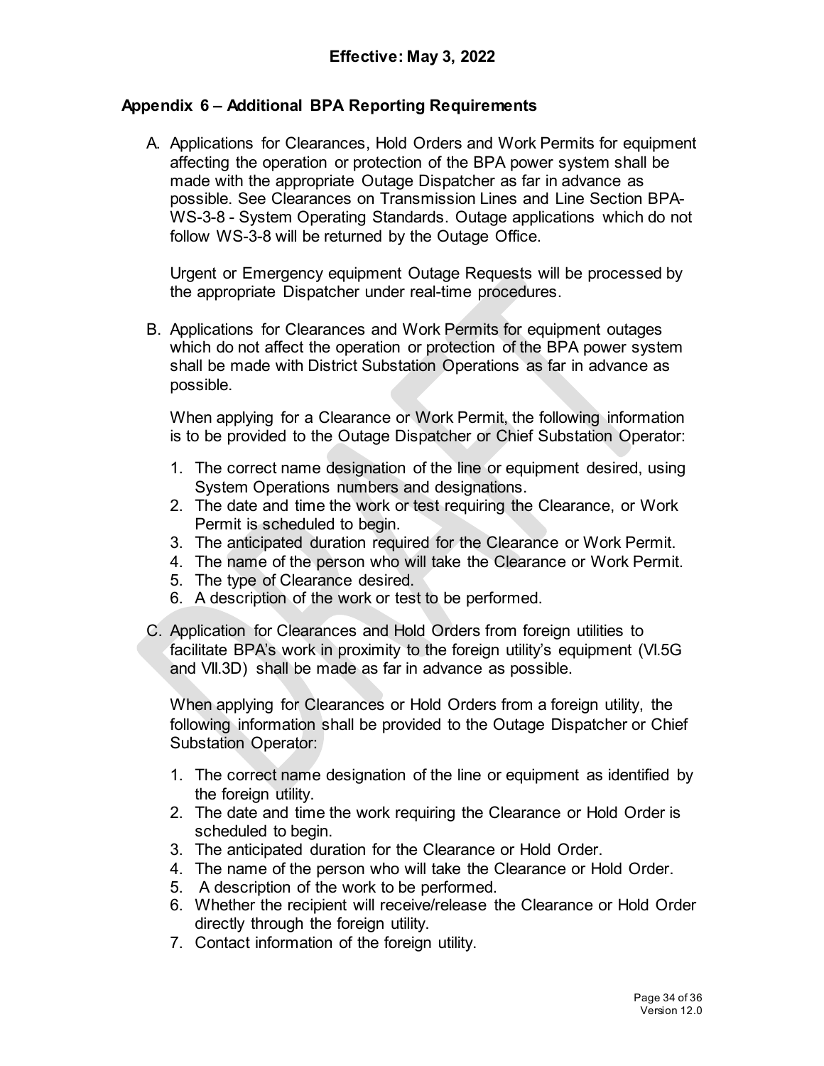## Appendix 6 – Additional BPA Reporting Requirements

A. Applications for Clearances, Hold Orders and Work Permits for equipment affecting the operation or protection of the BPA power system shall be made with the appropriate Outage Dispatcher as far in advance as possible. See Clearances on Transmission Lines and Line Section BPA-WS-3-8 - System Operating Standards. Outage applications which do not follow WS-3-8 will be returned by the Outage Office.

   Urgent or Emergency equipment Outage Requests will be processed by the appropriate Dispatcher under real-time procedures.

B. Applications for Clearances and Work Permits for equipment outages which do not affect the operation or protection of the BPA power system shall be made with District Substation Operations as far in advance as possible.

   When applying for a Clearance or Work Permit, the following information is to be provided to the Outage Dispatcher or Chief Substation Operator:

   1. The correct name designation of the line or equipment desired, using System Operations numbers and designations.
   2. The date and time the work or test requiring the Clearance, or Work Permit is scheduled to begin.
   3. The anticipated duration required for the Clearance or Work Permit.
   4. The name of the person who will take the Clearance or Work Permit.
   5. The type of Clearance desired.
   6. A description of the work or test to be performed.

C. Application for Clearances and Hold Orders from foreign utilities to facilitate BPA's work in proximity to the foreign utility's equipment (VI.5G and VII.3D) shall be made as far in advance as possible.

   When applying for Clearances or Hold Orders from a foreign utility, the following information shall be provided to the Outage Dispatcher or Chief Substation Operator:

   1. The correct name designation of the line or equipment as identified by the foreign utility.
   2. The date and time the work requiring the Clearance or Hold Order is scheduled to begin.
   3. The anticipated duration for the Clearance or Hold Order.
   4. The name of the person who will take the Clearance or Hold Order.
   5. A description of the work to be performed.
   6. Whether the recipient will receive/release the Clearance or Hold Order directly through the foreign utility.
   7. Contact information of the foreign utility.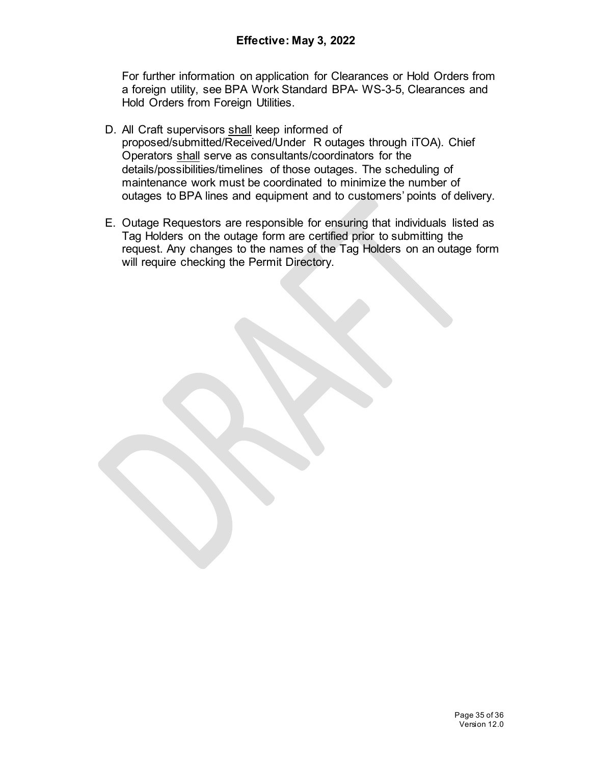For further information on application for Clearances or Hold Orders from a foreign utility, see BPA Work Standard BPA- WS-3-5, Clearances and Hold Orders from Foreign Utilities.

D. All Craft supervisors shall keep informed of proposed/submitted/Received/Under R outages through iTOA). Chief Operators shall serve as consultants/coordinators for the details/possibilities/timelines of those outages. The scheduling of maintenance work must be coordinated to minimize the number of outages to BPA lines and equipment and to customers' points of delivery.

E. Outage Requestors are responsible for ensuring that individuals listed as Tag Holders on the outage form are certified prior to submitting the request. Any changes to the names of the Tag Holders on an outage form will require checking the Permit Directory.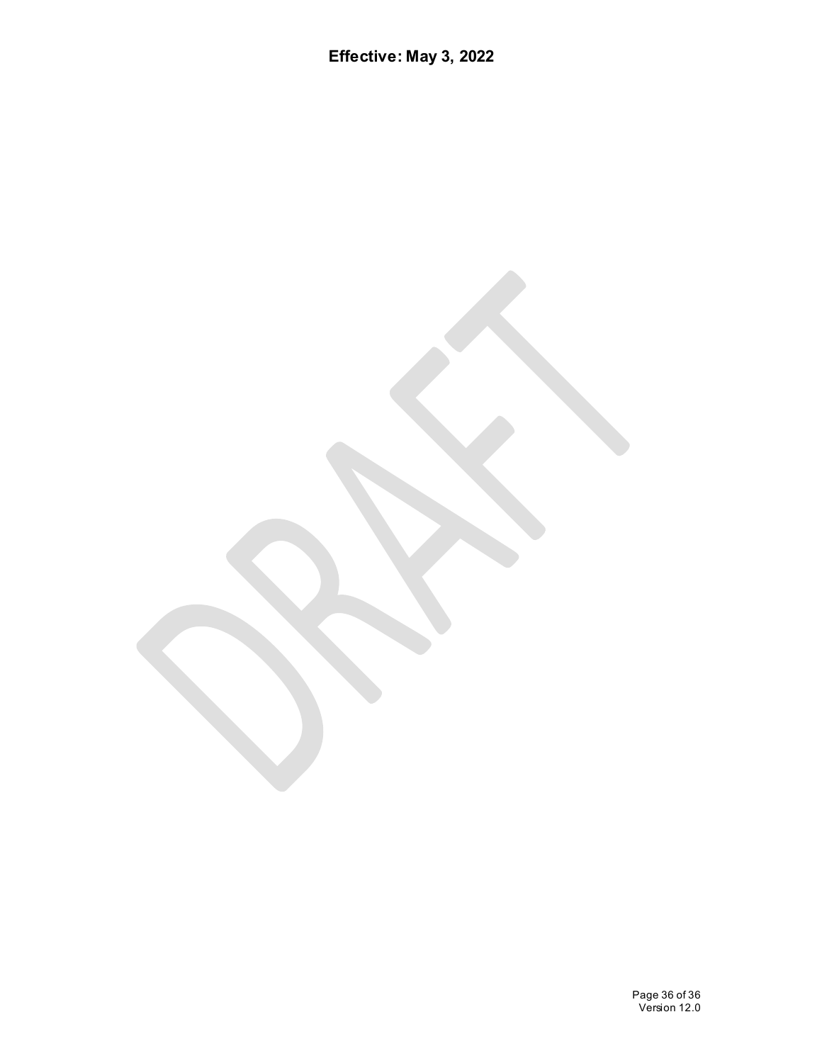**Effective: May 3, 2022**